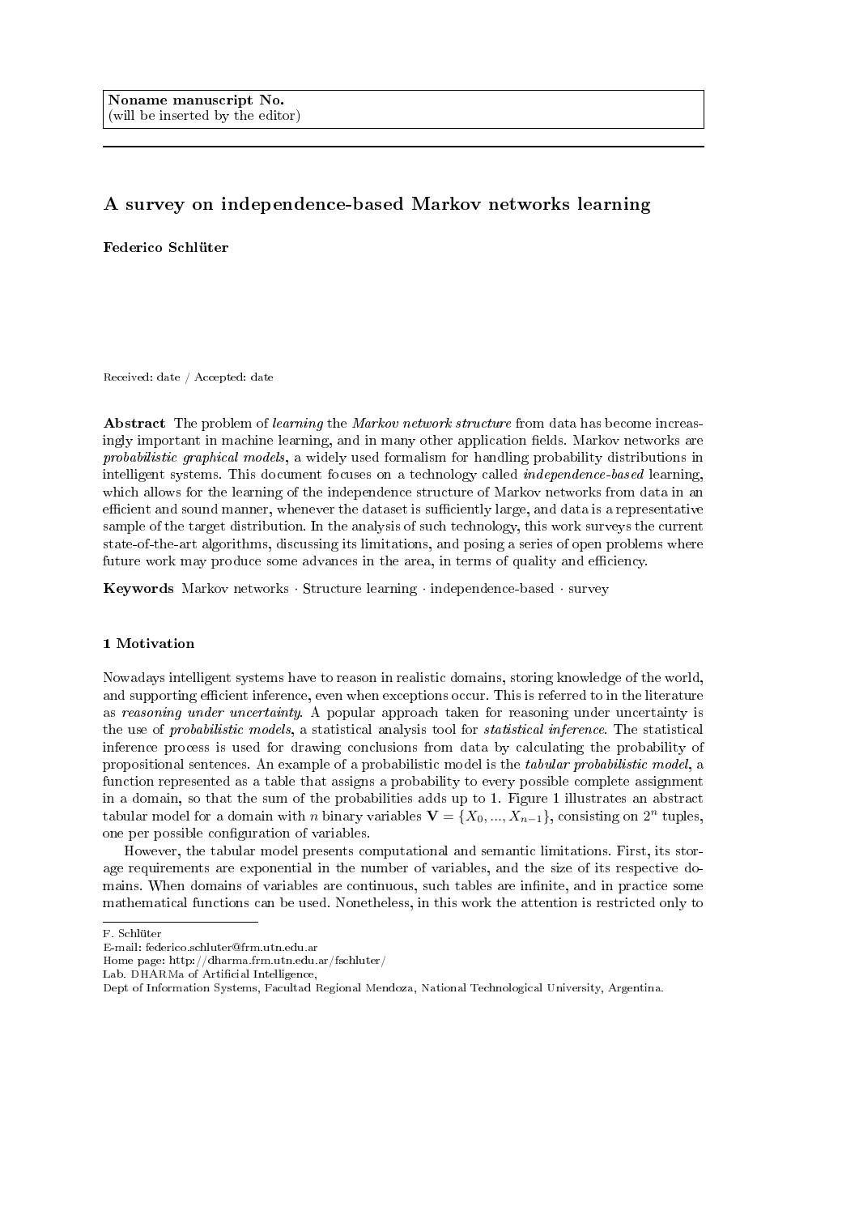**Noname manuscript No.**
(will be inserted by the editor)

# A survey on independence-based Markov networks learning

**Federico Schlüter**

Received: date / Accepted: date

**Abstract** The problem of *learning* the *Markov network structure* from data has become increasingly important in machine learning, and in many other application fields. Markov networks are *probabilistic graphical models*, a widely used formalism for handling probability distributions in intelligent systems. This document focuses on a technology called *independence-based* learning, which allows for the learning of the independence structure of Markov networks from data in an efficient and sound manner, whenever the dataset is sufficiently large, and data is a representative sample of the target distribution. In the analysis of such technology, this work surveys the current state-of-the-art algorithms, discussing its limitations, and posing a series of open problems where future work may produce some advances in the area, in terms of quality and efficiency.

**Keywords** Markov networks · Structure learning · independence-based · survey

## 1 Motivation

Nowadays intelligent systems have to reason in realistic domains, storing knowledge of the world, and supporting efficient inference, even when exceptions occur. This is referred to in the literature as *reasoning under uncertainty*. A popular approach taken for reasoning under uncertainty is the use of *probabilistic models*, a statistical analysis tool for *statistical inference*. The statistical inference process is used for drawing conclusions from data by calculating the probability of propositional sentences. An example of a probabilistic model is the *tabular probabilistic model*, a function represented as a table that assigns a probability to every possible complete assignment in a domain, so that the sum of the probabilities adds up to 1. Figure 1 illustrates an abstract tabular model for a domain with $n$ binary variables $\mathbf{V} = \{X_0, ..., X_{n-1}\}$, consisting on $2^n$ tuples, one per possible configuration of variables.

However, the tabular model presents computational and semantic limitations. First, its storage requirements are exponential in the number of variables, and the size of its respective domains. When domains of variables are continuous, such tables are infinite, and in practice some mathematical functions can be used. Nonetheless, in this work the attention is restricted only to

F. Schlüter
E-mail: federico.schluter@frm.utn.edu.ar
Home page: http://dharma.frm.utn.edu.ar/fschluter/
Lab. DHARMa of Artificial Intelligence,
Dept of Information Systems, Facultad Regional Mendoza, National Technological University, Argentina.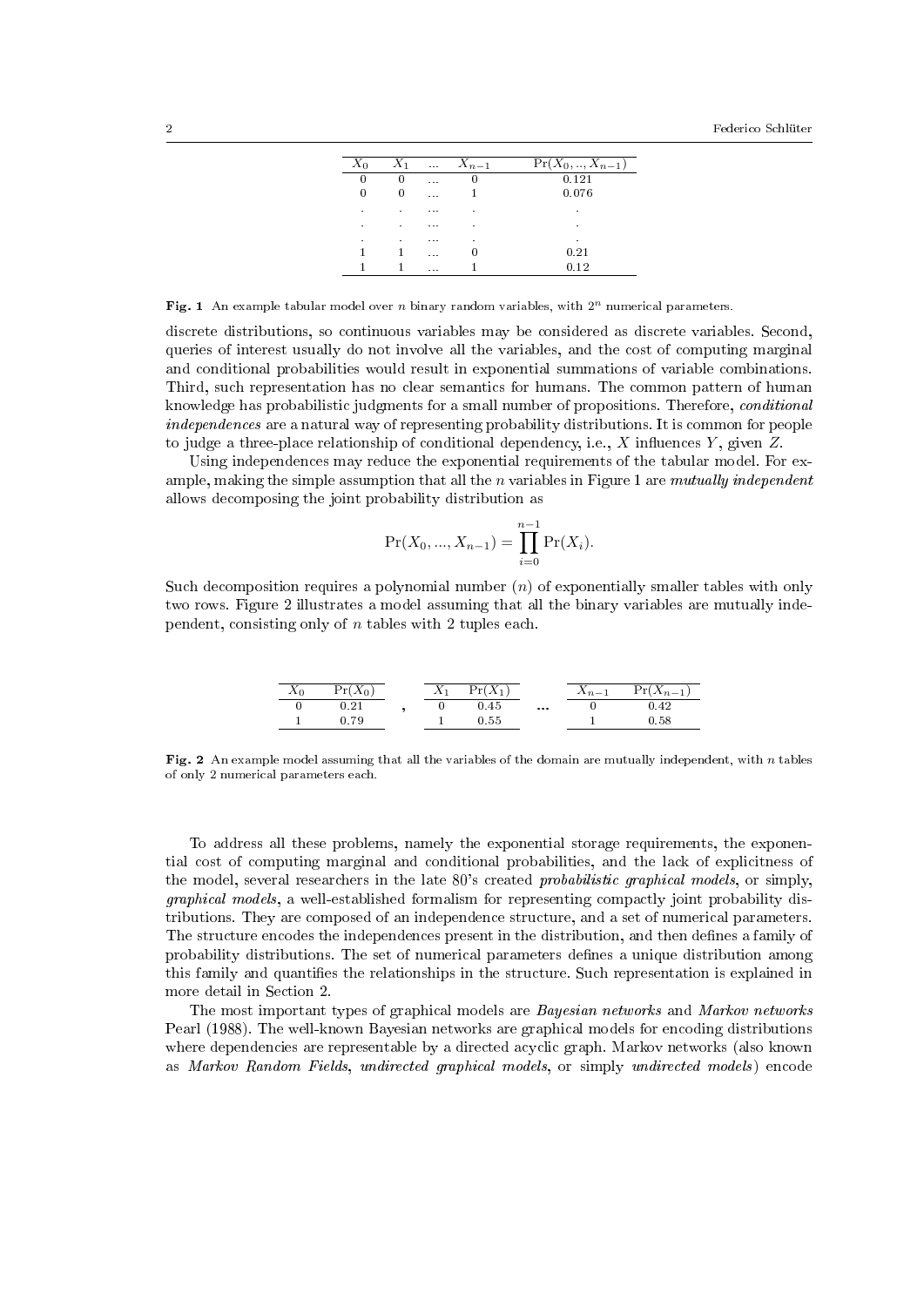| $X_0$ | $X_1$ | ... | $X_{n-1}$ | $\Pr(X_0, .., X_{n-1})$ |
|---|---|---|---|---|
| 0 | 0 | ... | 0 | 0.121 |
| 0 | 0 | ... | 1 | 0.076 |
| . | . | ... | . | . |
| . | . | ... | . | . |
| . | . | ... | . | . |
| 1 | 1 | ... | 0 | 0.21 |
| 1 | 1 | ... | 1 | 0.12 |

**Fig. 1** An example tabular model over $n$ binary random variables, with $2^n$ numerical parameters.

discrete distributions, so continuous variables may be considered as discrete variables. Second, queries of interest usually do not involve all the variables, and the cost of computing marginal and conditional probabilities would result in exponential summations of variable combinations. Third, such representation has no clear semantics for humans. The common pattern of human knowledge has probabilistic judgments for a small number of propositions. Therefore, *conditional independences* are a natural way of representing probability distributions. It is common for people to judge a three-place relationship of conditional dependency, i.e., $X$ influences $Y$, given $Z$.

Using independences may reduce the exponential requirements of the tabular model. For example, making the simple assumption that all the $n$ variables in Figure 1 are *mutually independent* allows decomposing the joint probability distribution as

$$\Pr(X_0, ..., X_{n-1}) = \prod_{i=0}^{n-1} \Pr(X_i).$$

Such decomposition requires a polynomial number ($n$) of exponentially smaller tables with only two rows. Figure 2 illustrates a model assuming that all the binary variables are mutually independent, consisting only of $n$ tables with 2 tuples each.

| $X_0$ | $\Pr(X_0)$ |
|---|---|
| 0 | 0.21 |
| 1 | 0.79 |

,

| $X_1$ | $\Pr(X_1)$ |
|---|---|
| 0 | 0.45 |
| 1 | 0.55 |

...

| $X_{n-1}$ | $\Pr(X_{n-1})$ |
|---|---|
| 0 | 0.42 |
| 1 | 0.58 |

**Fig. 2** An example model assuming that all the variables of the domain are mutually independent, with $n$ tables of only 2 numerical parameters each.

To address all these problems, namely the exponential storage requirements, the exponential cost of computing marginal and conditional probabilities, and the lack of explicitness of the model, several researchers in the late 80's created *probabilistic graphical models*, or simply, *graphical models*, a well-established formalism for representing compactly joint probability distributions. They are composed of an independence structure, and a set of numerical parameters. The structure encodes the independences present in the distribution, and then defines a family of probability distributions. The set of numerical parameters defines a unique distribution among this family and quantifies the relationships in the structure. Such representation is explained in more detail in Section 2.

The most important types of graphical models are *Bayesian networks* and *Markov networks* Pearl (1988). The well-known Bayesian networks are graphical models for encoding distributions where dependencies are representable by a directed acyclic graph. Markov networks (also known as *Markov Random Fields*, *undirected graphical models*, or simply *undirected models*) encode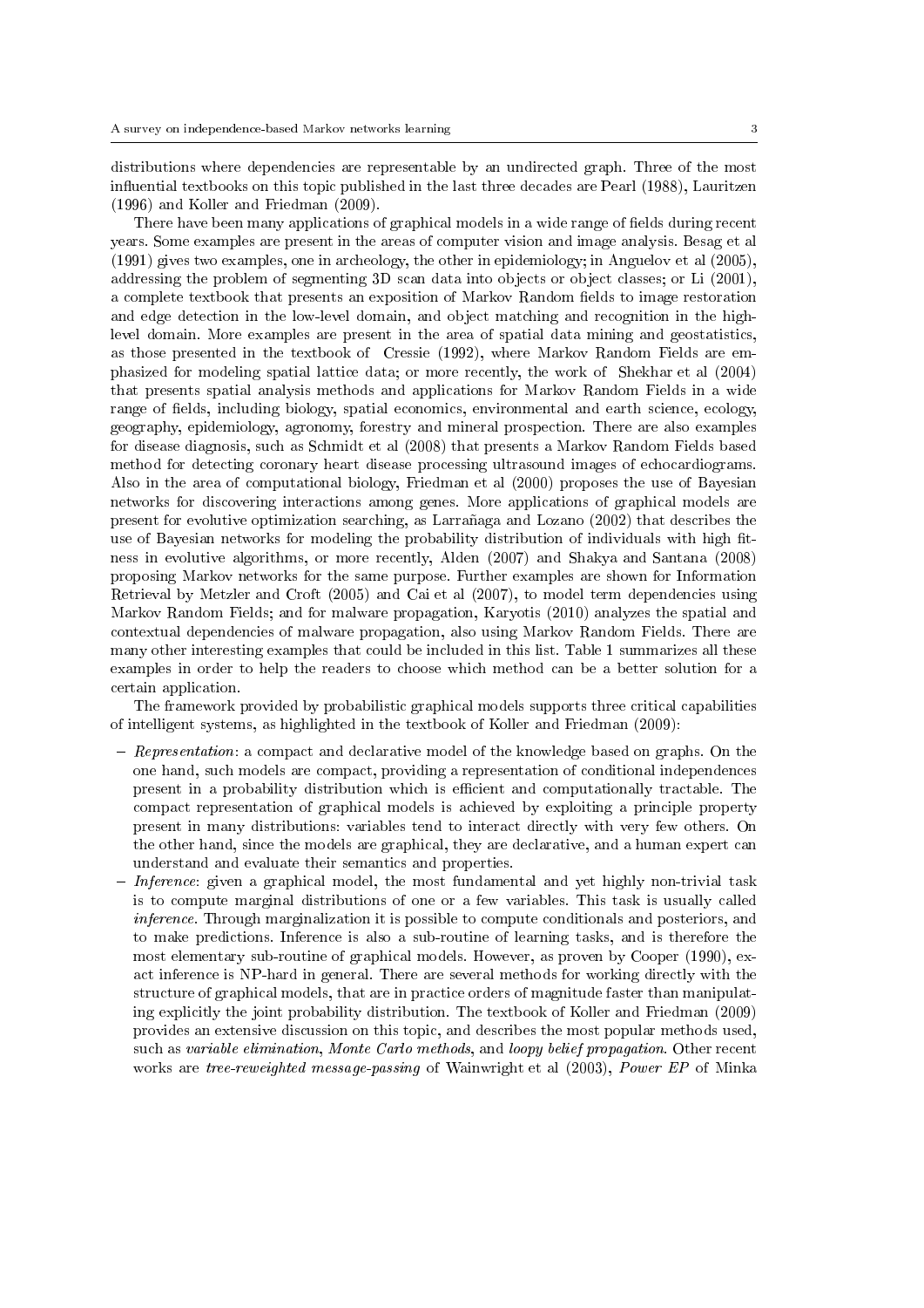distributions where dependencies are representable by an undirected graph. Three of the most influential textbooks on this topic published in the last three decades are Pearl (1988), Lauritzen (1996) and Koller and Friedman (2009).

There have been many applications of graphical models in a wide range of fields during recent years. Some examples are present in the areas of computer vision and image analysis. Besag et al (1991) gives two examples, one in archeology, the other in epidemiology; in Anguelov et al (2005), addressing the problem of segmenting 3D scan data into objects or object classes; or Li (2001), a complete textbook that presents an exposition of Markov Random fields to image restoration and edge detection in the low-level domain, and object matching and recognition in the high-level domain. More examples are present in the area of spatial data mining and geostatistics, as those presented in the textbook of Cressie (1992), where Markov Random Fields are emphasized for modeling spatial lattice data; or more recently, the work of Shekhar et al (2004) that presents spatial analysis methods and applications for Markov Random Fields in a wide range of fields, including biology, spatial economics, environmental and earth science, ecology, geography, epidemiology, agronomy, forestry and mineral prospection. There are also examples for disease diagnosis, such as Schmidt et al (2008) that presents a Markov Random Fields based method for detecting coronary heart disease processing ultrasound images of echocardiograms. Also in the area of computational biology, Friedman et al (2000) proposes the use of Bayesian networks for discovering interactions among genes. More applications of graphical models are present for evolutive optimization searching, as Larrañaga and Lozano (2002) that describes the use of Bayesian networks for modeling the probability distribution of individuals with high fitness in evolutive algorithms, or more recently, Alden (2007) and Shakya and Santana (2008) proposing Markov networks for the same purpose. Further examples are shown for Information Retrieval by Metzler and Croft (2005) and Cai et al (2007), to model term dependencies using Markov Random Fields; and for malware propagation, Karyotis (2010) analyzes the spatial and contextual dependencies of malware propagation, also using Markov Random Fields. There are many other interesting examples that could be included in this list. Table 1 summarizes all these examples in order to help the readers to choose which method can be a better solution for a certain application.

The framework provided by probabilistic graphical models supports three critical capabilities of intelligent systems, as highlighted in the textbook of Koller and Friedman (2009):

- *Representation*: a compact and declarative model of the knowledge based on graphs. On the one hand, such models are compact, providing a representation of conditional independences present in a probability distribution which is efficient and computationally tractable. The compact representation of graphical models is achieved by exploiting a principle property present in many distributions: variables tend to interact directly with very few others. On the other hand, since the models are graphical, they are declarative, and a human expert can understand and evaluate their semantics and properties.
- *Inference*: given a graphical model, the most fundamental and yet highly non-trivial task is to compute marginal distributions of one or a few variables. This task is usually called *inference*. Through marginalization it is possible to compute conditionals and posteriors, and to make predictions. Inference is also a sub-routine of learning tasks, and is therefore the most elementary sub-routine of graphical models. However, as proven by Cooper (1990), exact inference is NP-hard in general. There are several methods for working directly with the structure of graphical models, that are in practice orders of magnitude faster than manipulating explicitly the joint probability distribution. The textbook of Koller and Friedman (2009) provides an extensive discussion on this topic, and describes the most popular methods used, such as *variable elimination*, *Monte Carlo methods*, and *loopy belief propagation*. Other recent works are *tree-reweighted message-passing* of Wainwright et al (2003), *Power EP* of Minka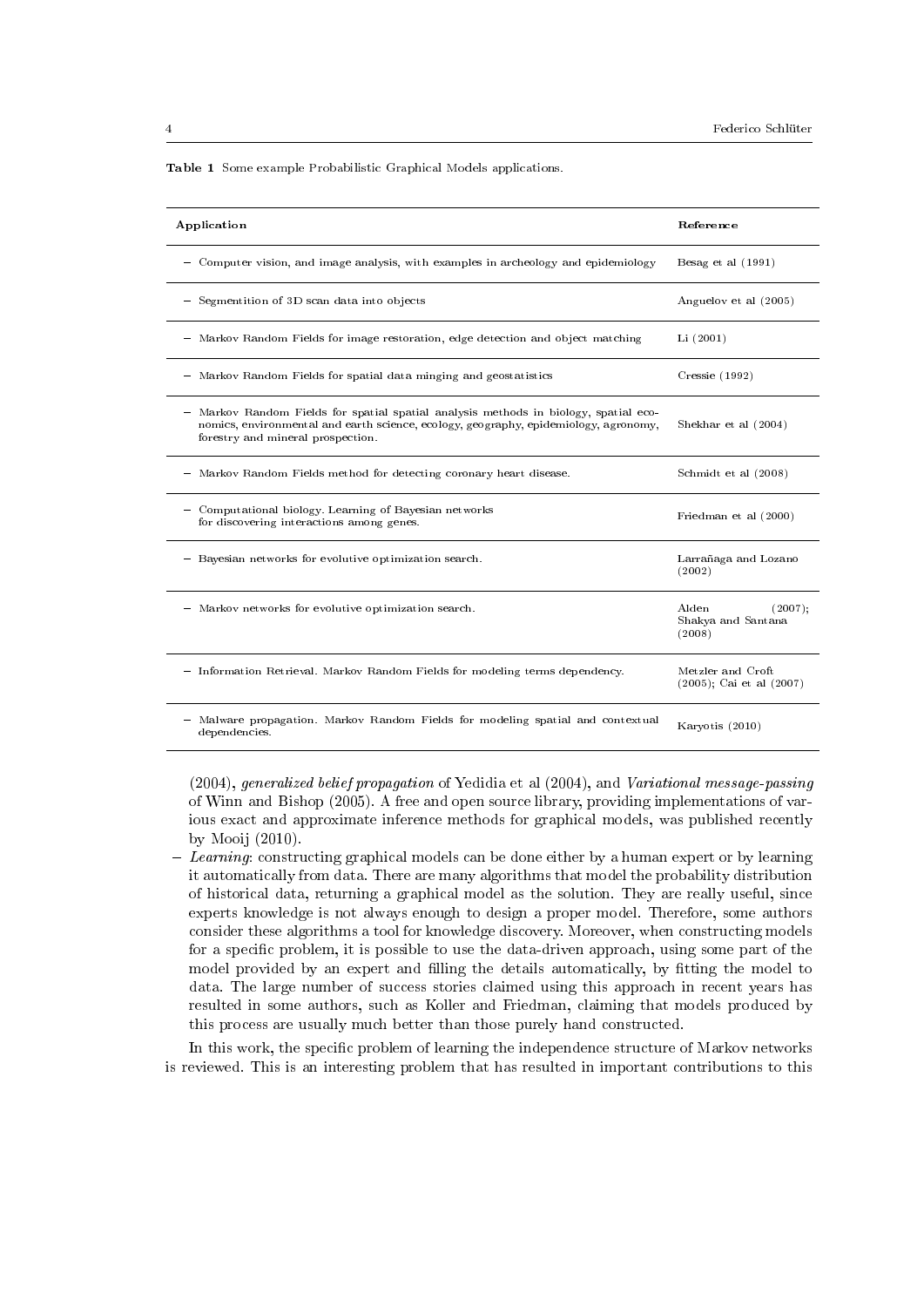**Table 1** Some example Probabilistic Graphical Models applications.

| Application | Reference |
|---|---|
| – Computer vision, and image analysis, with examples in archeology and epidemiology | Besag et al (1991) |
| – Segmentition of 3D scan data into objects | Anguelov et al (2005) |
| – Markov Random Fields for image restoration, edge detection and object matching | Li (2001) |
| – Markov Random Fields for spatial data minging and geostatistics | Cressie (1992) |
| – Markov Random Fields for spatial spatial analysis methods in biology, spatial economics, environmental and earth science, ecology, geography, epidemiology, agronomy, forestry and mineral prospection. | Shekhar et al (2004) |
| – Markov Random Fields method for detecting coronary heart disease. | Schmidt et al (2008) |
| – Computational biology. Learning of Bayesian networks for discovering interactions among genes. | Friedman et al (2000) |
| – Bayesian networks for evolutive optimization search. | Larrañaga and Lozano (2002) |
| – Markov networks for evolutive optimization search. | Alden (2007); Shakya and Santana (2008) |
| – Information Retrieval. Markov Random Fields for modeling terms dependency. | Metzler and Croft (2005); Cai et al (2007) |
| – Malware propagation. Markov Random Fields for modeling spatial and contextual dependencies. | Karyotis (2010) |

(2004), *generalized belief propagation* of Yedidia et al (2004), and *Variational message-passing* of Winn and Bishop (2005). A free and open source library, providing implementations of various exact and approximate inference methods for graphical models, was published recently by Mooij (2010).

– *Learning*: constructing graphical models can be done either by a human expert or by learning it automatically from data. There are many algorithms that model the probability distribution of historical data, returning a graphical model as the solution. They are really useful, since experts knowledge is not always enough to design a proper model. Therefore, some authors consider these algorithms a tool for knowledge discovery. Moreover, when constructing models for a specific problem, it is possible to use the data-driven approach, using some part of the model provided by an expert and filling the details automatically, by fitting the model to data. The large number of success stories claimed using this approach in recent years has resulted in some authors, such as Koller and Friedman, claiming that models produced by this process are usually much better than those purely hand constructed.

In this work, the specific problem of learning the independence structure of Markov networks is reviewed. This is an interesting problem that has resulted in important contributions to this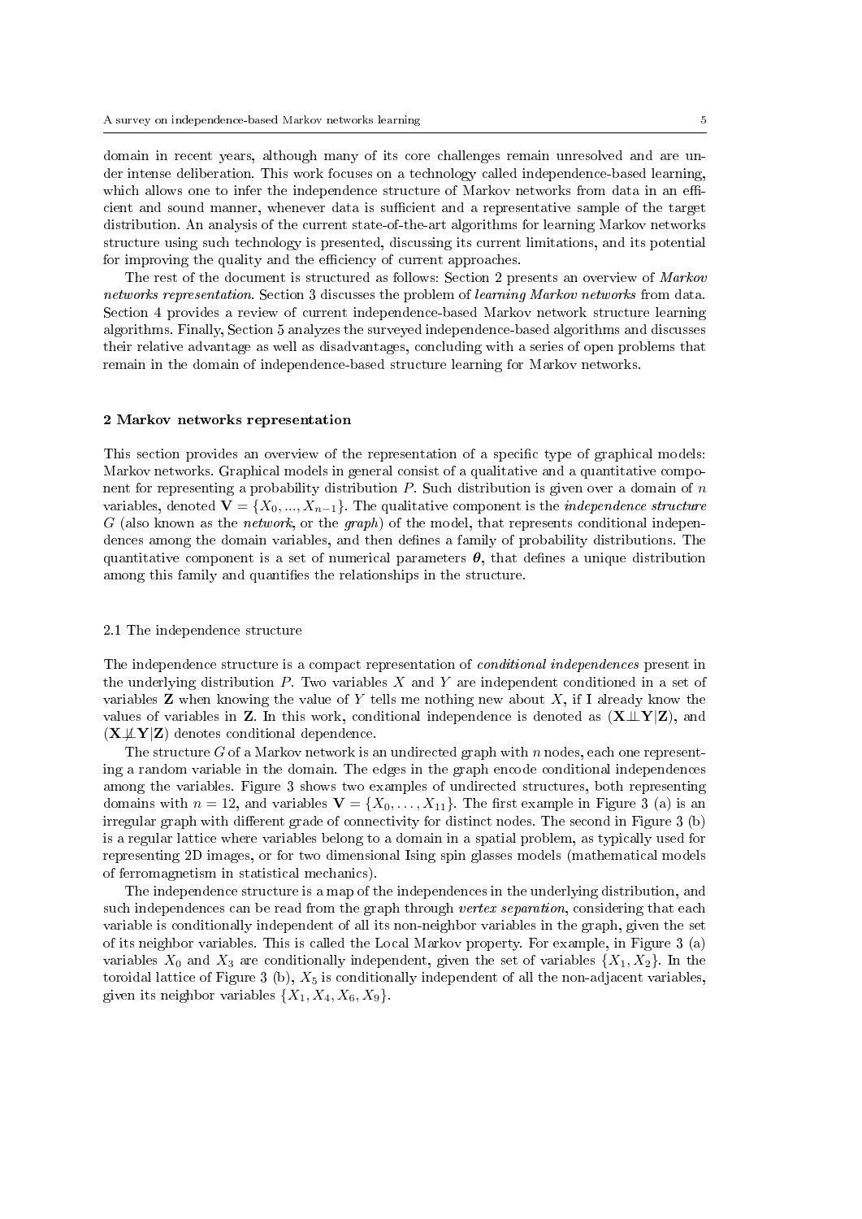domain in recent years, although many of its core challenges remain unresolved and are under intense deliberation. This work focuses on a technology called independence-based learning, which allows one to infer the independence structure of Markov networks from data in an efficient and sound manner, whenever data is sufficient and a representative sample of the target distribution. An analysis of the current state-of-the-art algorithms for learning Markov networks structure using such technology is presented, discussing its current limitations, and its potential for improving the quality and the efficiency of current approaches.

The rest of the document is structured as follows: Section 2 presents an overview of *Markov networks representation*. Section 3 discusses the problem of *learning Markov networks* from data. Section 4 provides a review of current independence-based Markov network structure learning algorithms. Finally, Section 5 analyzes the surveyed independence-based algorithms and discusses their relative advantage as well as disadvantages, concluding with a series of open problems that remain in the domain of independence-based structure learning for Markov networks.

## 2 Markov networks representation

This section provides an overview of the representation of a specific type of graphical models: Markov networks. Graphical models in general consist of a qualitative and a quantitative component for representing a probability distribution $P$. Such distribution is given over a domain of $n$ variables, denoted $\mathbf{V} = \{X_0, ..., X_{n-1}\}$. The qualitative component is the *independence structure* $G$ (also known as the *network*, or the *graph*) of the model, that represents conditional independences among the domain variables, and then defines a family of probability distributions. The quantitative component is a set of numerical parameters $\boldsymbol{\theta}$, that defines a unique distribution among this family and quantifies the relationships in the structure.

### 2.1 The independence structure

The independence structure is a compact representation of *conditional independences* present in the underlying distribution $P$. Two variables $X$ and $Y$ are independent conditioned in a set of variables $\mathbf{Z}$ when knowing the value of $Y$ tells me nothing new about $X$, if I already know the values of variables in $\mathbf{Z}$. In this work, conditional independence is denoted as $(\mathbf{X} \perp\!\!\!\perp \mathbf{Y} | \mathbf{Z})$, and $(\mathbf{X} \not\perp\!\!\!\perp \mathbf{Y} | \mathbf{Z})$ denotes conditional dependence.

The structure $G$ of a Markov network is an undirected graph with $n$ nodes, each one representing a random variable in the domain. The edges in the graph encode conditional independences among the variables. Figure 3 shows two examples of undirected structures, both representing domains with $n = 12$, and variables $\mathbf{V} = \{X_0, \ldots, X_{11}\}$. The first example in Figure 3 (a) is an irregular graph with different grade of connectivity for distinct nodes. The second in Figure 3 (b) is a regular lattice where variables belong to a domain in a spatial problem, as typically used for representing 2D images, or for two dimensional Ising spin glasses models (mathematical models of ferromagnetism in statistical mechanics).

The independence structure is a map of the independences in the underlying distribution, and such independences can be read from the graph through *vertex separation*, considering that each variable is conditionally independent of all its non-neighbor variables in the graph, given the set of its neighbor variables. This is called the Local Markov property. For example, in Figure 3 (a) variables $X_0$ and $X_3$ are conditionally independent, given the set of variables $\{X_1, X_2\}$. In the toroidal lattice of Figure 3 (b), $X_5$ is conditionally independent of all the non-adjacent variables, given its neighbor variables $\{X_1, X_4, X_6, X_9\}$.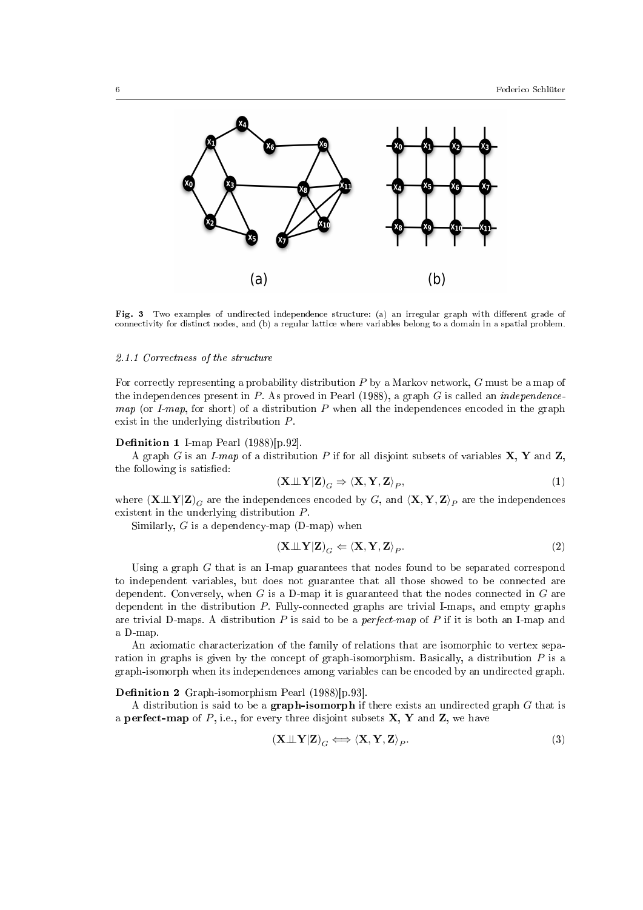**Fig. 3** Two examples of undirected independence structure: (a) an irregular graph with different grade of connectivity for distinct nodes, and (b) a regular lattice where variables belong to a domain in a spatial problem.

#### 2.1.1 Correctness of the structure

For correctly representing a probability distribution $P$ by a Markov network, $G$ must be a map of the independences present in $P$. As proved in Pearl (1988), a graph $G$ is called an *independence-map* (or *I-map*, for short) of a distribution $P$ when all the independences encoded in the graph exist in the underlying distribution $P$.

**Definition 1** I-map Pearl (1988)[p.92].

A graph $G$ is an *I-map* of a distribution $P$ if for all disjoint subsets of variables $\mathbf{X}$, $\mathbf{Y}$ and $\mathbf{Z}$, the following is satisfied:

$$(\mathbf{X} \perp\!\!\!\perp \mathbf{Y} | \mathbf{Z})_G \Rightarrow \langle \mathbf{X}, \mathbf{Y}, \mathbf{Z} \rangle_P, \tag{1}$$

where $(\mathbf{X} \perp\!\!\!\perp \mathbf{Y} | \mathbf{Z})_G$ are the independences encoded by $G$, and $\langle \mathbf{X}, \mathbf{Y}, \mathbf{Z} \rangle_P$ are the independences existent in the underlying distribution $P$.

Similarly, $G$ is a dependency-map (D-map) when

$$(\mathbf{X} \perp\!\!\!\perp \mathbf{Y} | \mathbf{Z})_G \Leftarrow \langle \mathbf{X}, \mathbf{Y}, \mathbf{Z} \rangle_P. \tag{2}$$

Using a graph $G$ that is an I-map guarantees that nodes found to be separated correspond to independent variables, but does not guarantee that all those showed to be connected are dependent. Conversely, when $G$ is a D-map it is guaranteed that the nodes connected in $G$ are dependent in the distribution $P$. Fully-connected graphs are trivial I-maps, and empty graphs are trivial D-maps. A distribution $P$ is said to be a *perfect-map* of $P$ if it is both an I-map and a D-map.

An axiomatic characterization of the family of relations that are isomorphic to vertex separation in graphs is given by the concept of graph-isomorphism. Basically, a distribution $P$ is a graph-isomorph when its independences among variables can be encoded by an undirected graph.

**Definition 2** Graph-isomorphism Pearl (1988)[p.93].

A distribution is said to be a **graph-isomorph** if there exists an undirected graph $G$ that is a **perfect-map** of $P$, i.e., for every three disjoint subsets $\mathbf{X}$, $\mathbf{Y}$ and $\mathbf{Z}$, we have

$$(\mathbf{X} \perp\!\!\!\perp \mathbf{Y} | \mathbf{Z})_G \Longleftrightarrow \langle \mathbf{X}, \mathbf{Y}, \mathbf{Z} \rangle_P. \tag{3}$$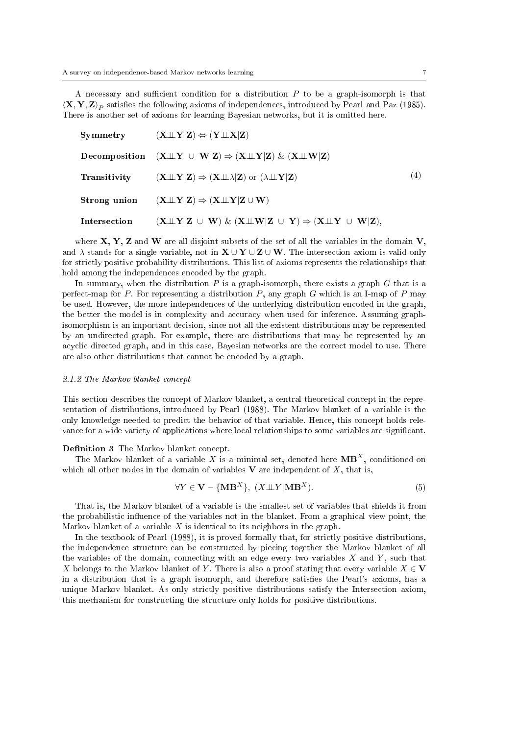A necessary and sufficient condition for a distribution $P$ to be a graph-isomorph is that $\langle \mathbf{X}, \mathbf{Y}, \mathbf{Z} \rangle_P$ satisfies the following axioms of independences, introduced by Pearl and Paz (1985). There is another set of axioms for learning Bayesian networks, but it is omitted here.

$$
\begin{array}{ll}
\textbf{Symmetry} & (\mathbf{X} \perp\!\!\!\perp \mathbf{Y} | \mathbf{Z}) \Leftrightarrow (\mathbf{Y} \perp\!\!\!\perp \mathbf{X} | \mathbf{Z}) \\
\textbf{Decomposition} & (\mathbf{X} \perp\!\!\!\perp \mathbf{Y} \cup \mathbf{W} | \mathbf{Z}) \Rightarrow (\mathbf{X} \perp\!\!\!\perp \mathbf{Y} | \mathbf{Z}) \;\&\; (\mathbf{X} \perp\!\!\!\perp \mathbf{W} | \mathbf{Z}) \\
\textbf{Transitivity} & (\mathbf{X} \perp\!\!\!\perp \mathbf{Y} | \mathbf{Z}) \Rightarrow (\mathbf{X} \perp\!\!\!\perp \lambda | \mathbf{Z}) \text{ or } (\lambda \perp\!\!\!\perp \mathbf{Y} | \mathbf{Z}) \\
\textbf{Strong union} & (\mathbf{X} \perp\!\!\!\perp \mathbf{Y} | \mathbf{Z}) \Rightarrow (\mathbf{X} \perp\!\!\!\perp \mathbf{Y} | \mathbf{Z} \cup \mathbf{W}) \\
\textbf{Intersection} & (\mathbf{X} \perp\!\!\!\perp \mathbf{Y} | \mathbf{Z} \cup \mathbf{W}) \;\&\; (\mathbf{X} \perp\!\!\!\perp \mathbf{W} | \mathbf{Z} \cup \mathbf{Y}) \Rightarrow (\mathbf{X} \perp\!\!\!\perp \mathbf{Y} \cup \mathbf{W} | \mathbf{Z}),
\end{array}
\tag{4}
$$

where $\mathbf{X}$, $\mathbf{Y}$, $\mathbf{Z}$ and $\mathbf{W}$ are all disjoint subsets of the set of all the variables in the domain $\mathbf{V}$, and $\lambda$ stands for a single variable, not in $\mathbf{X} \cup \mathbf{Y} \cup \mathbf{Z} \cup \mathbf{W}$. The intersection axiom is valid only for strictly positive probability distributions. This list of axioms represents the relationships that hold among the independences encoded by the graph.

In summary, when the distribution $P$ is a graph-isomorph, there exists a graph $G$ that is a perfect-map for $P$. For representing a distribution $P$, any graph $G$ which is an I-map of $P$ may be used. However, the more independences of the underlying distribution encoded in the graph, the better the model is in complexity and accuracy when used for inference. Assuming graph-isomorphism is an important decision, since not all the existent distributions may be represented by an undirected graph. For example, there are distributions that may be represented by an acyclic directed graph, and in this case, Bayesian networks are the correct model to use. There are also other distributions that cannot be encoded by a graph.

### *2.1.2 The Markov blanket concept*

This section describes the concept of Markov blanket, a central theoretical concept in the representation of distributions, introduced by Pearl (1988). The Markov blanket of a variable is the only knowledge needed to predict the behavior of that variable. Hence, this concept holds relevance for a wide variety of applications where local relationships to some variables are significant.

**Definition 3** The Markov blanket concept.

The Markov blanket of a variable $X$ is a minimal set, denoted here $\mathbf{MB}^X$, conditioned on which all other nodes in the domain of variables $\mathbf{V}$ are independent of $X$, that is,

$$\forall Y \in \mathbf{V} - \{\mathbf{MB}^X\}, \; (X \perp\!\!\!\perp Y | \mathbf{MB}^X). \tag{5}$$

That is, the Markov blanket of a variable is the smallest set of variables that shields it from the probabilistic influence of the variables not in the blanket. From a graphical view point, the Markov blanket of a variable $X$ is identical to its neighbors in the graph.

In the textbook of Pearl (1988), it is proved formally that, for strictly positive distributions, the independence structure can be constructed by piecing together the Markov blanket of all the variables of the domain, connecting with an edge every two variables $X$ and $Y$, such that $X$ belongs to the Markov blanket of $Y$. There is also a proof stating that every variable $X \in \mathbf{V}$ in a distribution that is a graph isomorph, and therefore satisfies the Pearl's axioms, has a unique Markov blanket. As only strictly positive distributions satisfy the Intersection axiom, this mechanism for constructing the structure only holds for positive distributions.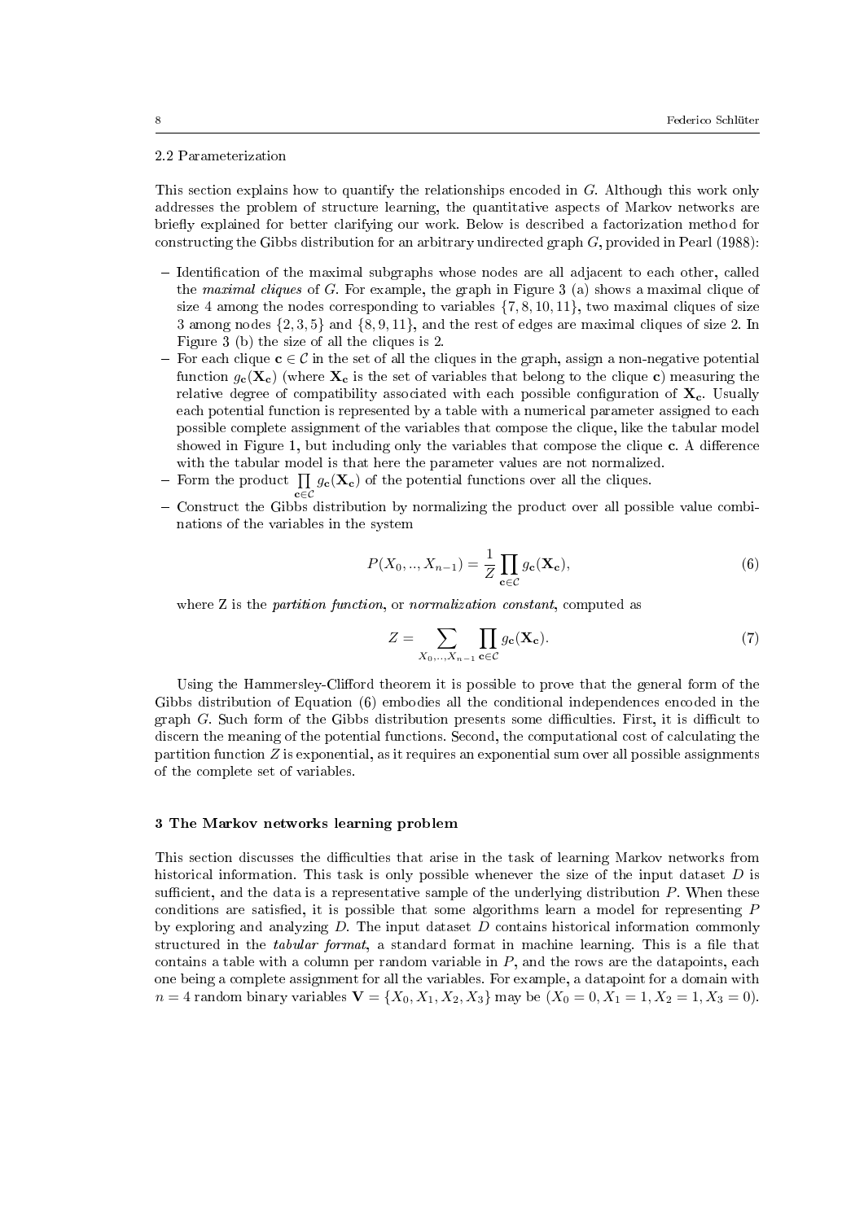### 2.2 Parameterization

This section explains how to quantify the relationships encoded in $G$. Although this work only addresses the problem of structure learning, the quantitative aspects of Markov networks are briefly explained for better clarifying our work. Below is described a factorization method for constructing the Gibbs distribution for an arbitrary undirected graph $G$, provided in Pearl (1988):

- Identification of the maximal subgraphs whose nodes are all adjacent to each other, called the *maximal cliques* of $G$. For example, the graph in Figure 3 (a) shows a maximal clique of size 4 among the nodes corresponding to variables $\{7, 8, 10, 11\}$, two maximal cliques of size 3 among nodes $\{2, 3, 5\}$ and $\{8, 9, 11\}$, and the rest of edges are maximal cliques of size 2. In Figure 3 (b) the size of all the cliques is 2.
- For each clique $\mathbf{c} \in \mathcal{C}$ in the set of all the cliques in the graph, assign a non-negative potential function $g_{\mathbf{c}}(\mathbf{X_c})$ (where $\mathbf{X_c}$ is the set of variables that belong to the clique $\mathbf{c}$) measuring the relative degree of compatibility associated with each possible configuration of $\mathbf{X_c}$. Usually each potential function is represented by a table with a numerical parameter assigned to each possible complete assignment of the variables that compose the clique, like the tabular model showed in Figure 1, but including only the variables that compose the clique $\mathbf{c}$. A difference with the tabular model is that here the parameter values are not normalized.
- Form the product $\prod_{\mathbf{c} \in \mathcal{C}} g_{\mathbf{c}}(\mathbf{X_c})$ of the potential functions over all the cliques.
- Construct the Gibbs distribution by normalizing the product over all possible value combinations of the variables in the system

$$P(X_0, .., X_{n-1}) = \frac{1}{Z} \prod_{\mathbf{c} \in \mathcal{C}} g_{\mathbf{c}}(\mathbf{X_c}), \tag{6}$$

where Z is the *partition function*, or *normalization constant*, computed as

$$Z = \sum_{X_0, .., X_{n-1}} \prod_{\mathbf{c} \in \mathcal{C}} g_{\mathbf{c}}(\mathbf{X_c}). \tag{7}$$

Using the Hammersley-Clifford theorem it is possible to prove that the general form of the Gibbs distribution of Equation (6) embodies all the conditional independences encoded in the graph $G$. Such form of the Gibbs distribution presents some difficulties. First, it is difficult to discern the meaning of the potential functions. Second, the computational cost of calculating the partition function $Z$ is exponential, as it requires an exponential sum over all possible assignments of the complete set of variables.

## 3 The Markov networks learning problem

This section discusses the difficulties that arise in the task of learning Markov networks from historical information. This task is only possible whenever the size of the input dataset $D$ is sufficient, and the data is a representative sample of the underlying distribution $P$. When these conditions are satisfied, it is possible that some algorithms learn a model for representing $P$ by exploring and analyzing $D$. The input dataset $D$ contains historical information commonly structured in the *tabular format*, a standard format in machine learning. This is a file that contains a table with a column per random variable in $P$, and the rows are the datapoints, each one being a complete assignment for all the variables. For example, a datapoint for a domain with $n = 4$ random binary variables $\mathbf{V} = \{X_0, X_1, X_2, X_3\}$ may be $(X_0 = 0, X_1 = 1, X_2 = 1, X_3 = 0)$.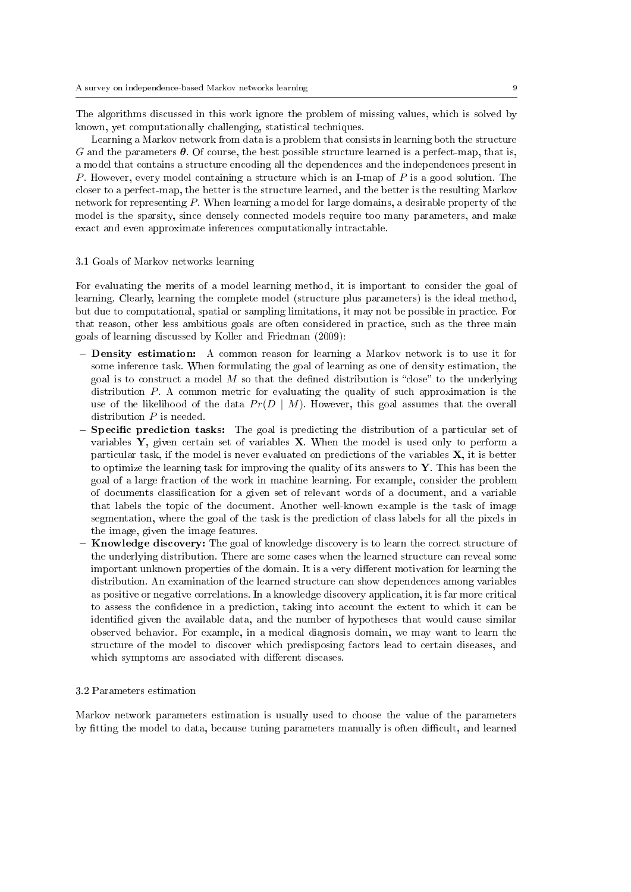The algorithms discussed in this work ignore the problem of missing values, which is solved by known, yet computationally challenging, statistical techniques.

Learning a Markov network from data is a problem that consists in learning both the structure $G$ and the parameters $\boldsymbol{\theta}$. Of course, the best possible structure learned is a perfect-map, that is, a model that contains a structure encoding all the dependences and the independences present in $P$. However, every model containing a structure which is an I-map of $P$ is a good solution. The closer to a perfect-map, the better is the structure learned, and the better is the resulting Markov network for representing $P$. When learning a model for large domains, a desirable property of the model is the sparsity, since densely connected models require too many parameters, and make exact and even approximate inferences computationally intractable.

### 3.1 Goals of Markov networks learning

For evaluating the merits of a model learning method, it is important to consider the goal of learning. Clearly, learning the complete model (structure plus parameters) is the ideal method, but due to computational, spatial or sampling limitations, it may not be possible in practice. For that reason, other less ambitious goals are often considered in practice, such as the three main goals of learning discussed by Koller and Friedman (2009):

- **Density estimation:** A common reason for learning a Markov network is to use it for some inference task. When formulating the goal of learning as one of density estimation, the goal is to construct a model $M$ so that the defined distribution is "close" to the underlying distribution $P$. A common metric for evaluating the quality of such approximation is the use of the likelihood of the data $Pr(D \mid M)$. However, this goal assumes that the overall distribution $P$ is needed.
- **Specific prediction tasks:** The goal is predicting the distribution of a particular set of variables $\mathbf{Y}$, given certain set of variables $\mathbf{X}$. When the model is used only to perform a particular task, if the model is never evaluated on predictions of the variables $\mathbf{X}$, it is better to optimize the learning task for improving the quality of its answers to $\mathbf{Y}$. This has been the goal of a large fraction of the work in machine learning. For example, consider the problem of documents classification for a given set of relevant words of a document, and a variable that labels the topic of the document. Another well-known example is the task of image segmentation, where the goal of the task is the prediction of class labels for all the pixels in the image, given the image features.
- **Knowledge discovery:** The goal of knowledge discovery is to learn the correct structure of the underlying distribution. There are some cases when the learned structure can reveal some important unknown properties of the domain. It is a very different motivation for learning the distribution. An examination of the learned structure can show dependences among variables as positive or negative correlations. In a knowledge discovery application, it is far more critical to assess the confidence in a prediction, taking into account the extent to which it can be identified given the available data, and the number of hypotheses that would cause similar observed behavior. For example, in a medical diagnosis domain, we may want to learn the structure of the model to discover which predisposing factors lead to certain diseases, and which symptoms are associated with different diseases.

### 3.2 Parameters estimation

Markov network parameters estimation is usually used to choose the value of the parameters by fitting the model to data, because tuning parameters manually is often difficult, and learned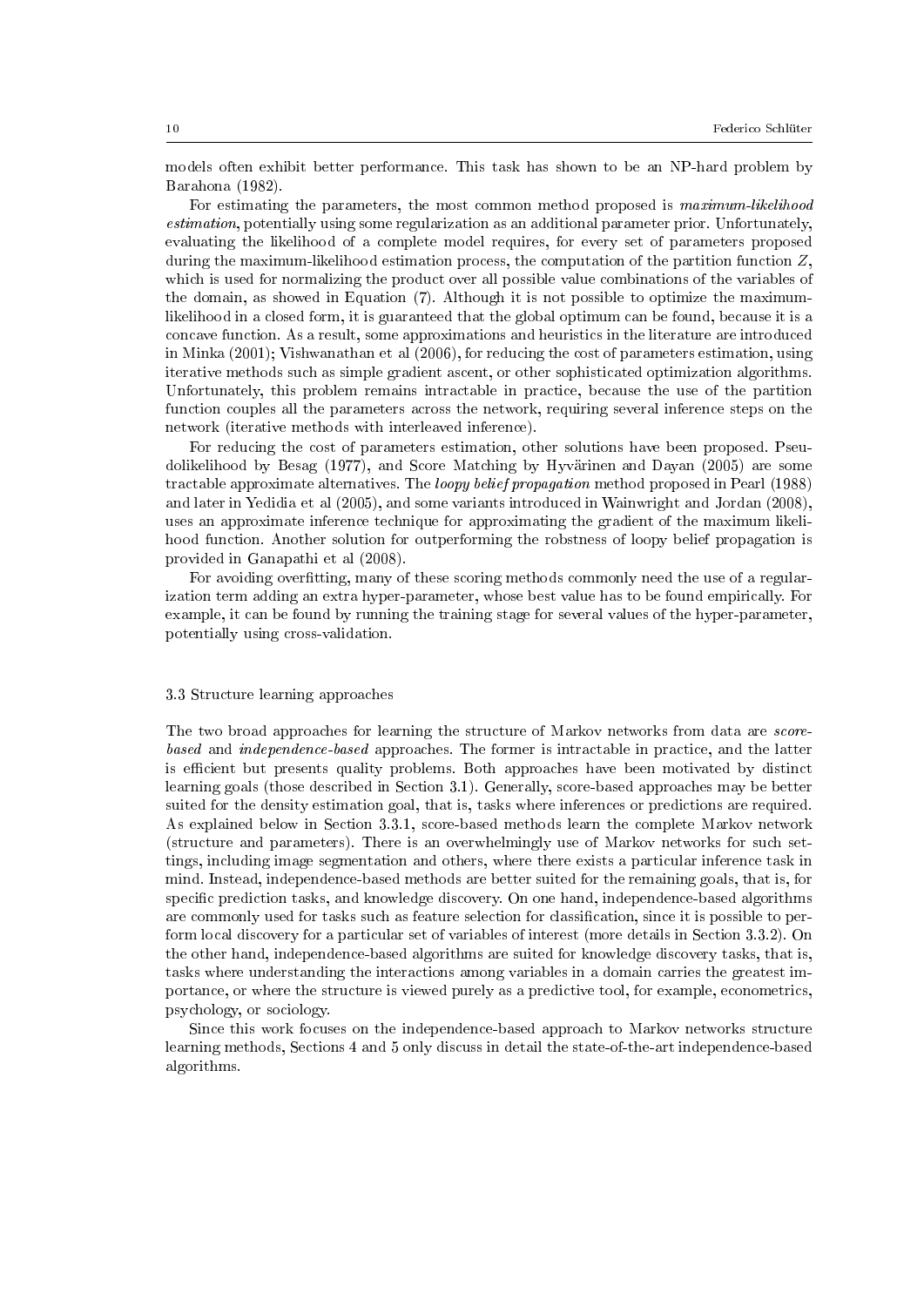models often exhibit better performance. This task has shown to be an NP-hard problem by Barahona (1982).

For estimating the parameters, the most common method proposed is *maximum-likelihood estimation*, potentially using some regularization as an additional parameter prior. Unfortunately, evaluating the likelihood of a complete model requires, for every set of parameters proposed during the maximum-likelihood estimation process, the computation of the partition function $Z$, which is used for normalizing the product over all possible value combinations of the variables of the domain, as showed in Equation (7). Although it is not possible to optimize the maximum-likelihood in a closed form, it is guaranteed that the global optimum can be found, because it is a concave function. As a result, some approximations and heuristics in the literature are introduced in Minka (2001); Vishwanathan et al (2006), for reducing the cost of parameters estimation, using iterative methods such as simple gradient ascent, or other sophisticated optimization algorithms. Unfortunately, this problem remains intractable in practice, because the use of the partition function couples all the parameters across the network, requiring several inference steps on the network (iterative methods with interleaved inference).

For reducing the cost of parameters estimation, other solutions have been proposed. Pseudolikelihood by Besag (1977), and Score Matching by Hyvärinen and Dayan (2005) are some tractable approximate alternatives. The *loopy belief propagation* method proposed in Pearl (1988) and later in Yedidia et al (2005), and some variants introduced in Wainwright and Jordan (2008), uses an approximate inference technique for approximating the gradient of the maximum likelihood function. Another solution for outperforming the robstness of loopy belief propagation is provided in Ganapathi et al (2008).

For avoiding overfitting, many of these scoring methods commonly need the use of a regularization term adding an extra hyper-parameter, whose best value has to be found empirically. For example, it can be found by running the training stage for several values of the hyper-parameter, potentially using cross-validation.

### 3.3 Structure learning approaches

The two broad approaches for learning the structure of Markov networks from data are *score-based* and *independence-based* approaches. The former is intractable in practice, and the latter is efficient but presents quality problems. Both approaches have been motivated by distinct learning goals (those described in Section 3.1). Generally, score-based approaches may be better suited for the density estimation goal, that is, tasks where inferences or predictions are required. As explained below in Section 3.3.1, score-based methods learn the complete Markov network (structure and parameters). There is an overwhelmingly use of Markov networks for such settings, including image segmentation and others, where there exists a particular inference task in mind. Instead, independence-based methods are better suited for the remaining goals, that is, for specific prediction tasks, and knowledge discovery. On one hand, independence-based algorithms are commonly used for tasks such as feature selection for classification, since it is possible to perform local discovery for a particular set of variables of interest (more details in Section 3.3.2). On the other hand, independence-based algorithms are suited for knowledge discovery tasks, that is, tasks where understanding the interactions among variables in a domain carries the greatest importance, or where the structure is viewed purely as a predictive tool, for example, econometrics, psychology, or sociology.

Since this work focuses on the independence-based approach to Markov networks structure learning methods, Sections 4 and 5 only discuss in detail the state-of-the-art independence-based algorithms.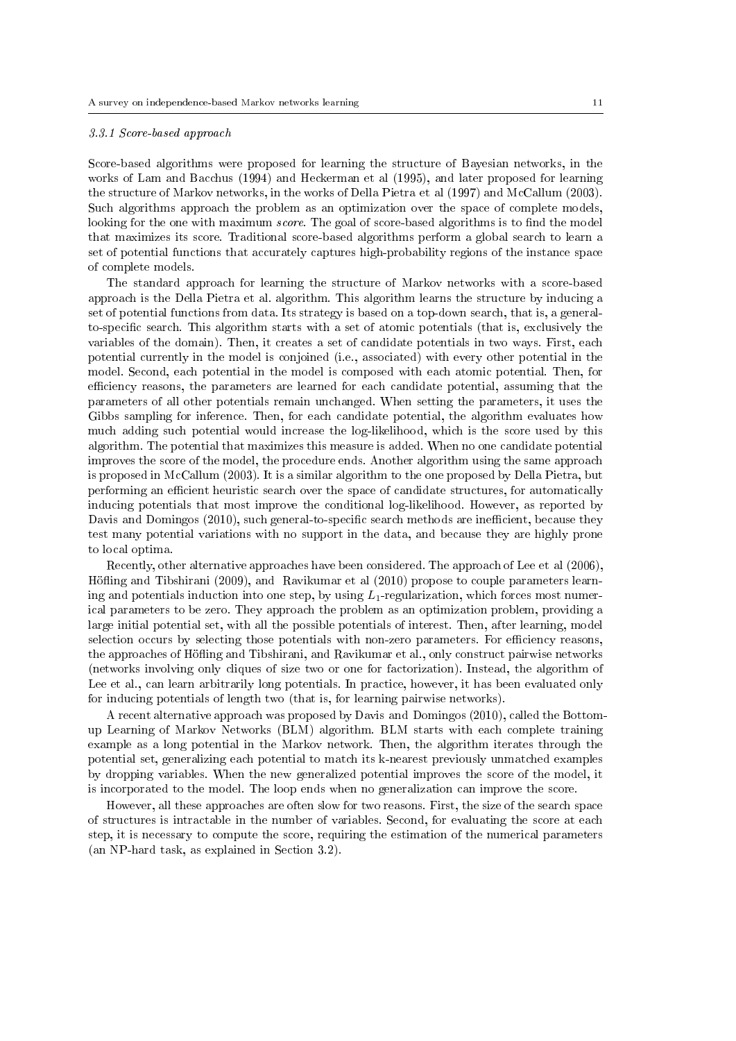*3.3.1 Score-based approach*

Score-based algorithms were proposed for learning the structure of Bayesian networks, in the works of Lam and Bacchus (1994) and Heckerman et al (1995), and later proposed for learning the structure of Markov networks, in the works of Della Pietra et al (1997) and McCallum (2003). Such algorithms approach the problem as an optimization over the space of complete models, looking for the one with maximum *score*. The goal of score-based algorithms is to find the model that maximizes its score. Traditional score-based algorithms perform a global search to learn a set of potential functions that accurately captures high-probability regions of the instance space of complete models.

The standard approach for learning the structure of Markov networks with a score-based approach is the Della Pietra et al. algorithm. This algorithm learns the structure by inducing a set of potential functions from data. Its strategy is based on a top-down search, that is, a general-to-specific search. This algorithm starts with a set of atomic potentials (that is, exclusively the variables of the domain). Then, it creates a set of candidate potentials in two ways. First, each potential currently in the model is conjoined (i.e., associated) with every other potential in the model. Second, each potential in the model is composed with each atomic potential. Then, for efficiency reasons, the parameters are learned for each candidate potential, assuming that the parameters of all other potentials remain unchanged. When setting the parameters, it uses the Gibbs sampling for inference. Then, for each candidate potential, the algorithm evaluates how much adding such potential would increase the log-likelihood, which is the score used by this algorithm. The potential that maximizes this measure is added. When no one candidate potential improves the score of the model, the procedure ends. Another algorithm using the same approach is proposed in McCallum (2003). It is a similar algorithm to the one proposed by Della Pietra, but performing an efficient heuristic search over the space of candidate structures, for automatically inducing potentials that most improve the conditional log-likelihood. However, as reported by Davis and Domingos (2010), such general-to-specific search methods are inefficient, because they test many potential variations with no support in the data, and because they are highly prone to local optima.

Recently, other alternative approaches have been considered. The approach of Lee et al (2006), Höfling and Tibshirani (2009), and Ravikumar et al (2010) propose to couple parameters learning and potentials induction into one step, by using $L_1$-regularization, which forces most numerical parameters to be zero. They approach the problem as an optimization problem, providing a large initial potential set, with all the possible potentials of interest. Then, after learning, model selection occurs by selecting those potentials with non-zero parameters. For efficiency reasons, the approaches of Höfling and Tibshirani, and Ravikumar et al., only construct pairwise networks (networks involving only cliques of size two or one for factorization). Instead, the algorithm of Lee et al., can learn arbitrarily long potentials. In practice, however, it has been evaluated only for inducing potentials of length two (that is, for learning pairwise networks).

A recent alternative approach was proposed by Davis and Domingos (2010), called the Bottom-up Learning of Markov Networks (BLM) algorithm. BLM starts with each complete training example as a long potential in the Markov network. Then, the algorithm iterates through the potential set, generalizing each potential to match its k-nearest previously unmatched examples by dropping variables. When the new generalized potential improves the score of the model, it is incorporated to the model. The loop ends when no generalization can improve the score.

However, all these approaches are often slow for two reasons. First, the size of the search space of structures is intractable in the number of variables. Second, for evaluating the score at each step, it is necessary to compute the score, requiring the estimation of the numerical parameters (an NP-hard task, as explained in Section 3.2).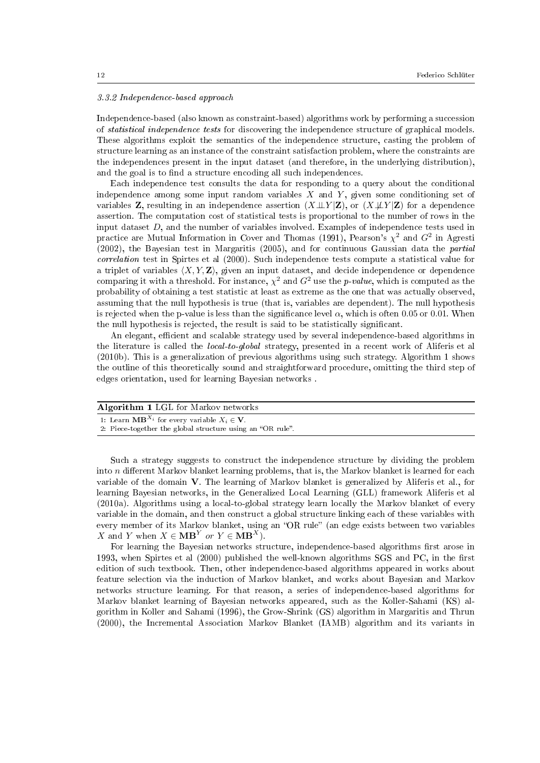### 3.3.2 Independence-based approach

Independence-based (also known as constraint-based) algorithms work by performing a succession of *statistical independence tests* for discovering the independence structure of graphical models. These algorithms exploit the semantics of the independence structure, casting the problem of structure learning as an instance of the constraint satisfaction problem, where the constraints are the independences present in the input dataset (and therefore, in the underlying distribution), and the goal is to find a structure encoding all such independences.

Each independence test consults the data for responding to a query about the conditional independence among some input random variables $X$ and $Y$, given some conditioning set of variables $\mathbf{Z}$, resulting in an independence assertion $(X \perp\!\!\!\perp Y|\mathbf{Z})$, or $(X \not\perp\!\!\!\perp Y|\mathbf{Z})$ for a dependence assertion. The computation cost of statistical tests is proportional to the number of rows in the input dataset $D$, and the number of variables involved. Examples of independence tests used in practice are Mutual Information in Cover and Thomas (1991), Pearson's $\chi^2$ and $G^2$ in Agresti (2002), the Bayesian test in Margaritis (2005), and for continuous Gaussian data the *partial correlation* test in Spirtes et al (2000). Such independence tests compute a statistical value for a triplet of variables $\langle X, Y, \mathbf{Z}\rangle$, given an input dataset, and decide independence or dependence comparing it with a threshold. For instance, $\chi^2$ and $G^2$ use the *p-value*, which is computed as the probability of obtaining a test statistic at least as extreme as the one that was actually observed, assuming that the null hypothesis is true (that is, variables are dependent). The null hypothesis is rejected when the p-value is less than the significance level $\alpha$, which is often 0.05 or 0.01. When the null hypothesis is rejected, the result is said to be statistically significant.

An elegant, efficient and scalable strategy used by several independence-based algorithms in the literature is called the *local-to-global* strategy, presented in a recent work of Aliferis et al (2010b). This is a generalization of previous algorithms using such strategy. Algorithm 1 shows the outline of this theoretically sound and straightforward procedure, omitting the third step of edges orientation, used for learning Bayesian networks .

**Algorithm 1** LGL for Markov networks

1: Learn $\mathbf{MB}^{X_i}$ for every variable $X_i \in \mathbf{V}$.
2: Piece-together the global structure using an "OR rule".

Such a strategy suggests to construct the independence structure by dividing the problem into $n$ different Markov blanket learning problems, that is, the Markov blanket is learned for each variable of the domain $\mathbf{V}$. The learning of Markov blanket is generalized by Aliferis et al., for learning Bayesian networks, in the Generalized Local Learning (GLL) framework Aliferis et al (2010a). Algorithms using a local-to-global strategy learn locally the Markov blanket of every variable in the domain, and then construct a global structure linking each of these variables with every member of its Markov blanket, using an "OR rule" (an edge exists between two variables $X$ and $Y$ when $X \in \mathbf{MB}^Y$ *or* $Y \in \mathbf{MB}^X$).

For learning the Bayesian networks structure, independence-based algorithms first arose in 1993, when Spirtes et al (2000) published the well-known algorithms SGS and PC, in the first edition of such textbook. Then, other independence-based algorithms appeared in works about feature selection via the induction of Markov blanket, and works about Bayesian and Markov networks structure learning. For that reason, a series of independence-based algorithms for Markov blanket learning of Bayesian networks appeared, such as the Koller-Sahami (KS) algorithm in Koller and Sahami (1996), the Grow-Shrink (GS) algorithm in Margaritis and Thrun (2000), the Incremental Association Markov Blanket (IAMB) algorithm and its variants in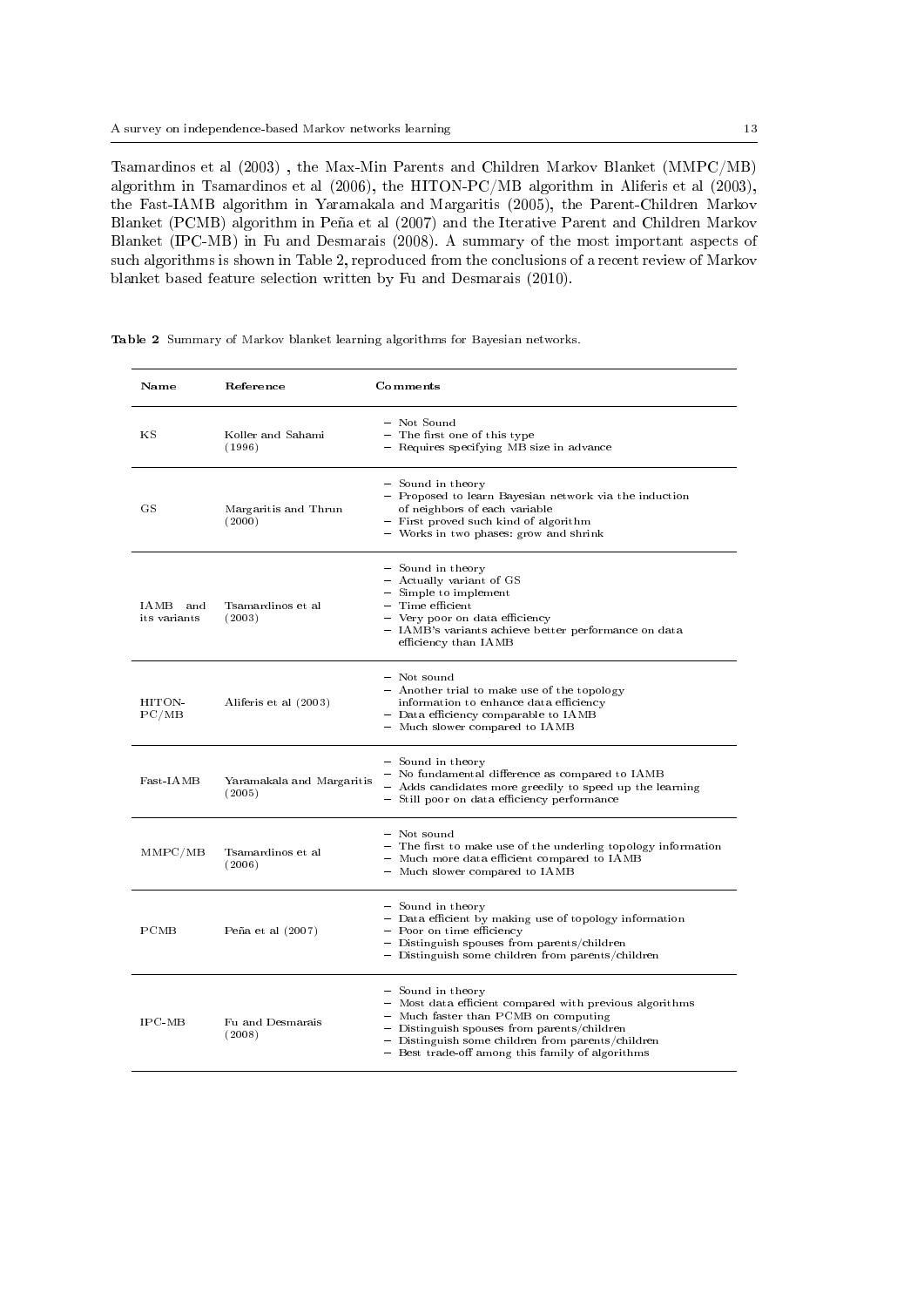Tsamardinos et al (2003) , the Max-Min Parents and Children Markov Blanket (MMPC/MB) algorithm in Tsamardinos et al (2006), the HITON-PC/MB algorithm in Aliferis et al (2003), the Fast-IAMB algorithm in Yaramakala and Margaritis (2005), the Parent-Children Markov Blanket (PCMB) algorithm in Peña et al (2007) and the Iterative Parent and Children Markov Blanket (IPC-MB) in Fu and Desmarais (2008). A summary of the most important aspects of such algorithms is shown in Table 2, reproduced from the conclusions of a recent review of Markov blanket based feature selection written by Fu and Desmarais (2010).

**Table 2** Summary of Markov blanket learning algorithms for Bayesian networks.

| Name | Reference | Comments |
|---|---|---|
| KS | Koller and Sahami (1996) | – Not Sound<br>– The first one of this type<br>– Requires specifying MB size in advance |
| GS | Margaritis and Thrun (2000) | – Sound in theory<br>– Proposed to learn Bayesian network via the induction of neighbors of each variable<br>– First proved such kind of algorithm<br>– Works in two phases: grow and shrink |
| IAMB and its variants | Tsamardinos et al (2003) | – Sound in theory<br>– Actually variant of GS<br>– Simple to implement<br>– Time efficient<br>– Very poor on data efficiency<br>– IAMB's variants achieve better performance on data efficiency than IAMB |
| HITON-PC/MB | Aliferis et al (2003) | – Not sound<br>– Another trial to make use of the topology information to enhance data efficiency<br>– Data efficiency comparable to IAMB<br>– Much slower compared to IAMB |
| Fast-IAMB | Yaramakala and Margaritis (2005) | – Sound in theory<br>– No fundamental difference as compared to IAMB<br>– Adds candidates more greedily to speed up the learning<br>– Still poor on data efficiency performance |
| MMPC/MB | Tsamardinos et al (2006) | – Not sound<br>– The first to make use of the underling topology information<br>– Much more data efficient compared to IAMB<br>– Much slower compared to IAMB |
| PCMB | Peña et al (2007) | – Sound in theory<br>– Data efficient by making use of topology information<br>– Poor on time efficiency<br>– Distinguish spouses from parents/children<br>– Distinguish some children from parents/children |
| IPC-MB | Fu and Desmarais (2008) | – Sound in theory<br>– Most data efficient compared with previous algorithms<br>– Much faster than PCMB on computing<br>– Distinguish spouses from parents/children<br>– Distinguish some children from parents/children<br>– Best trade-off among this family of algorithms |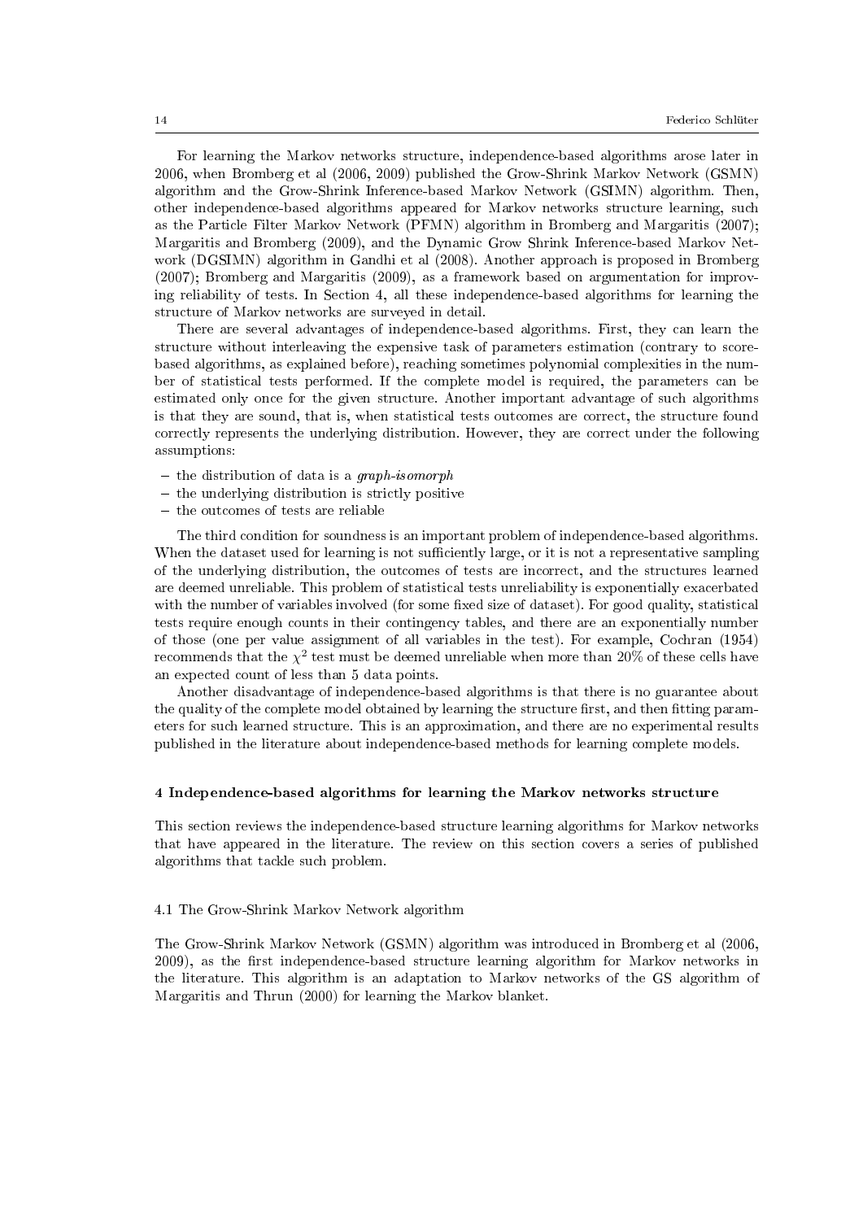For learning the Markov networks structure, independence-based algorithms arose later in 2006, when Bromberg et al (2006, 2009) published the Grow-Shrink Markov Network (GSMN) algorithm and the Grow-Shrink Inference-based Markov Network (GSIMN) algorithm. Then, other independence-based algorithms appeared for Markov networks structure learning, such as the Particle Filter Markov Network (PFMN) algorithm in Bromberg and Margaritis (2007); Margaritis and Bromberg (2009), and the Dynamic Grow Shrink Inference-based Markov Network (DGSIMN) algorithm in Gandhi et al (2008). Another approach is proposed in Bromberg (2007); Bromberg and Margaritis (2009), as a framework based on argumentation for improving reliability of tests. In Section 4, all these independence-based algorithms for learning the structure of Markov networks are surveyed in detail.

There are several advantages of independence-based algorithms. First, they can learn the structure without interleaving the expensive task of parameters estimation (contrary to score-based algorithms, as explained before), reaching sometimes polynomial complexities in the number of statistical tests performed. If the complete model is required, the parameters can be estimated only once for the given structure. Another important advantage of such algorithms is that they are sound, that is, when statistical tests outcomes are correct, the structure found correctly represents the underlying distribution. However, they are correct under the following assumptions:

- the distribution of data is a *graph-isomorph*
- the underlying distribution is strictly positive
- the outcomes of tests are reliable

The third condition for soundness is an important problem of independence-based algorithms. When the dataset used for learning is not sufficiently large, or it is not a representative sampling of the underlying distribution, the outcomes of tests are incorrect, and the structures learned are deemed unreliable. This problem of statistical tests unreliability is exponentially exacerbated with the number of variables involved (for some fixed size of dataset). For good quality, statistical tests require enough counts in their contingency tables, and there are an exponentially number of those (one per value assignment of all variables in the test). For example, Cochran (1954) recommends that the $\chi^2$ test must be deemed unreliable when more than 20% of these cells have an expected count of less than 5 data points.

Another disadvantage of independence-based algorithms is that there is no guarantee about the quality of the complete model obtained by learning the structure first, and then fitting parameters for such learned structure. This is an approximation, and there are no experimental results published in the literature about independence-based methods for learning complete models.

## 4 Independence-based algorithms for learning the Markov networks structure

This section reviews the independence-based structure learning algorithms for Markov networks that have appeared in the literature. The review on this section covers a series of published algorithms that tackle such problem.

### 4.1 The Grow-Shrink Markov Network algorithm

The Grow-Shrink Markov Network (GSMN) algorithm was introduced in Bromberg et al (2006, 2009), as the first independence-based structure learning algorithm for Markov networks in the literature. This algorithm is an adaptation to Markov networks of the GS algorithm of Margaritis and Thrun (2000) for learning the Markov blanket.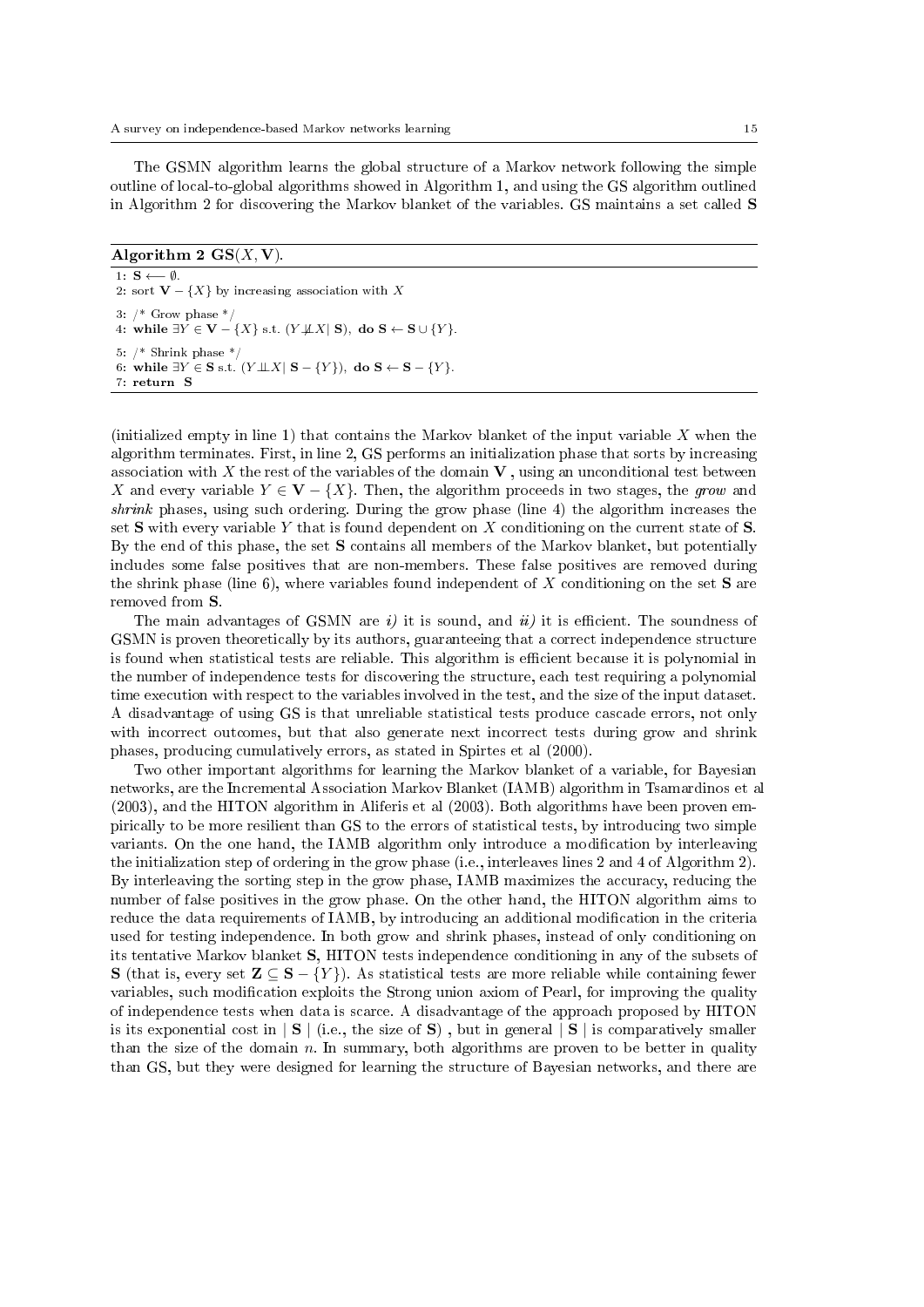The GSMN algorithm learns the global structure of a Markov network following the simple outline of local-to-global algorithms showed in Algorithm 1, and using the GS algorithm outlined in Algorithm 2 for discovering the Markov blanket of the variables. GS maintains a set called $\mathbf{S}$

---

**Algorithm 2** $\mathbf{GS}(X, \mathbf{V})$.

1: $\mathbf{S} \longleftarrow \emptyset$.
2: sort $\mathbf{V} - \{X\}$ by increasing association with $X$
3: /* Grow phase */
4: **while** $\exists Y \in \mathbf{V} - \{X\}$ s.t. $(Y \not\perp\!\!\!\perp X \mid \mathbf{S})$, **do** $\mathbf{S} \leftarrow \mathbf{S} \cup \{Y\}$.
5: /* Shrink phase */
6: **while** $\exists Y \in \mathbf{S}$ s.t. $(Y \perp\!\!\!\perp X \mid \mathbf{S} - \{Y\})$, **do** $\mathbf{S} \leftarrow \mathbf{S} - \{Y\}$.
7: **return** $\mathbf{S}$

---

(initialized empty in line 1) that contains the Markov blanket of the input variable $X$ when the algorithm terminates. First, in line 2, GS performs an initialization phase that sorts by increasing association with $X$ the rest of the variables of the domain $\mathbf{V}$ , using an unconditional test between $X$ and every variable $Y \in \mathbf{V} - \{X\}$. Then, the algorithm proceeds in two stages, the *grow* and *shrink* phases, using such ordering. During the grow phase (line 4) the algorithm increases the set $\mathbf{S}$ with every variable $Y$ that is found dependent on $X$ conditioning on the current state of $\mathbf{S}$. By the end of this phase, the set $\mathbf{S}$ contains all members of the Markov blanket, but potentially includes some false positives that are non-members. These false positives are removed during the shrink phase (line 6), where variables found independent of $X$ conditioning on the set $\mathbf{S}$ are removed from $\mathbf{S}$.

The main advantages of GSMN are *i)* it is sound, and *ii)* it is efficient. The soundness of GSMN is proven theoretically by its authors, guaranteeing that a correct independence structure is found when statistical tests are reliable. This algorithm is efficient because it is polynomial in the number of independence tests for discovering the structure, each test requiring a polynomial time execution with respect to the variables involved in the test, and the size of the input dataset. A disadvantage of using GS is that unreliable statistical tests produce cascade errors, not only with incorrect outcomes, but that also generate next incorrect tests during grow and shrink phases, producing cumulatively errors, as stated in Spirtes et al (2000).

Two other important algorithms for learning the Markov blanket of a variable, for Bayesian networks, are the Incremental Association Markov Blanket (IAMB) algorithm in Tsamardinos et al (2003), and the HITON algorithm in Aliferis et al (2003). Both algorithms have been proven empirically to be more resilient than GS to the errors of statistical tests, by introducing two simple variants. On the one hand, the IAMB algorithm only introduce a modification by interleaving the initialization step of ordering in the grow phase (i.e., interleaves lines 2 and 4 of Algorithm 2). By interleaving the sorting step in the grow phase, IAMB maximizes the accuracy, reducing the number of false positives in the grow phase. On the other hand, the HITON algorithm aims to reduce the data requirements of IAMB, by introducing an additional modification in the criteria used for testing independence. In both grow and shrink phases, instead of only conditioning on its tentative Markov blanket $\mathbf{S}$, HITON tests independence conditioning in any of the subsets of $\mathbf{S}$ (that is, every set $\mathbf{Z} \subseteq \mathbf{S} - \{Y\}$). As statistical tests are more reliable while containing fewer variables, such modification exploits the Strong union axiom of Pearl, for improving the quality of independence tests when data is scarce. A disadvantage of the approach proposed by HITON is its exponential cost in $\mid \mathbf{S} \mid$ (i.e., the size of $\mathbf{S}$) , but in general $\mid \mathbf{S} \mid$ is comparatively smaller than the size of the domain $n$. In summary, both algorithms are proven to be better in quality than GS, but they were designed for learning the structure of Bayesian networks, and there are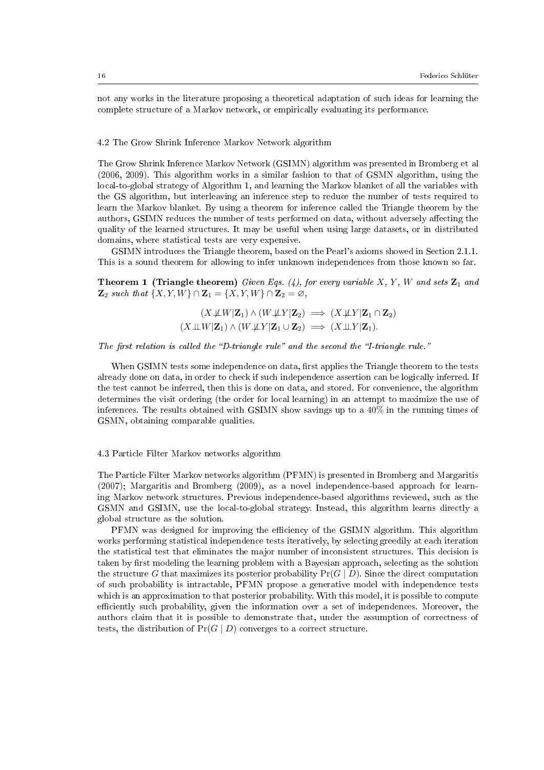not any works in the literature proposing a theoretical adaptation of such ideas for learning the complete structure of a Markov network, or empirically evaluating its performance.

### 4.2 The Grow Shrink Inference Markov Network algorithm

The Grow Shrink Inference Markov Network (GSIMN) algorithm was presented in Bromberg et al (2006, 2009). This algorithm works in a similar fashion to that of GSMN algorithm, using the local-to-global strategy of Algorithm 1, and learning the Markov blanket of all the variables with the GS algorithm, but interleaving an inference step to reduce the number of tests required to learn the Markov blanket. By using a theorem for inference called the Triangle theorem by the authors, GSIMN reduces the number of tests performed on data, without adversely affecting the quality of the learned structures. It may be useful when using large datasets, or in distributed domains, where statistical tests are very expensive.

GSIMN introduces the Triangle theorem, based on the Pearl's axioms showed in Section 2.1.1. This is a sound theorem for allowing to infer unknown independences from those known so far.

**Theorem 1 (Triangle theorem)** *Given Eqs. (4), for every variable $X$, $Y$, $W$ and sets $\mathbf{Z}_1$ and $\mathbf{Z}_2$ such that $\{X,Y,W\} \cap \mathbf{Z}_1 = \{X,Y,W\} \cap \mathbf{Z}_2 = \varnothing$,*

$$(X \not\perp\!\!\!\perp W | \mathbf{Z}_1) \wedge (W \not\perp\!\!\!\perp Y | \mathbf{Z}_2) \implies (X \not\perp\!\!\!\perp Y | \mathbf{Z}_1 \cap \mathbf{Z}_2)$$
$$(X \perp\!\!\!\perp W | \mathbf{Z}_1) \wedge (W \not\perp\!\!\!\perp Y | \mathbf{Z}_1 \cup \mathbf{Z}_2) \implies (X \perp\!\!\!\perp Y | \mathbf{Z}_1).$$

*The first relation is called the "D-triangle rule" and the second the "I-triangle rule."*

When GSIMN tests some independence on data, first applies the Triangle theorem to the tests already done on data, in order to check if such independence assertion can be logically inferred. If the test cannot be inferred, then this is done on data, and stored. For convenience, the algorithm determines the visit ordering (the order for local learning) in an attempt to maximize the use of inferences. The results obtained with GSIMN show savings up to a 40% in the running times of GSMN, obtaining comparable qualities.

### 4.3 Particle Filter Markov networks algorithm

The Particle Filter Markov networks algorithm (PFMN) is presented in Bromberg and Margaritis (2007); Margaritis and Bromberg (2009), as a novel independence-based approach for learning Markov network structures. Previous independence-based algorithms reviewed, such as the GSMN and GSIMN, use the local-to-global strategy. Instead, this algorithm learns directly a global structure as the solution.

PFMN was designed for improving the efficiency of the GSIMN algorithm. This algorithm works performing statistical independence tests iteratively, by selecting greedily at each iteration the statistical test that eliminates the major number of inconsistent structures. This decision is taken by first modeling the learning problem with a Bayesian approach, selecting as the solution the structure $G$ that maximizes its posterior probability $\Pr(G \mid D)$. Since the direct computation of such probability is intractable, PFMN propose a generative model with independence tests which is an approximation to that posterior probability. With this model, it is possible to compute efficiently such probability, given the information over a set of independences. Moreover, the authors claim that it is possible to demonstrate that, under the assumption of correctness of tests, the distribution of $\Pr(G \mid D)$ converges to a correct structure.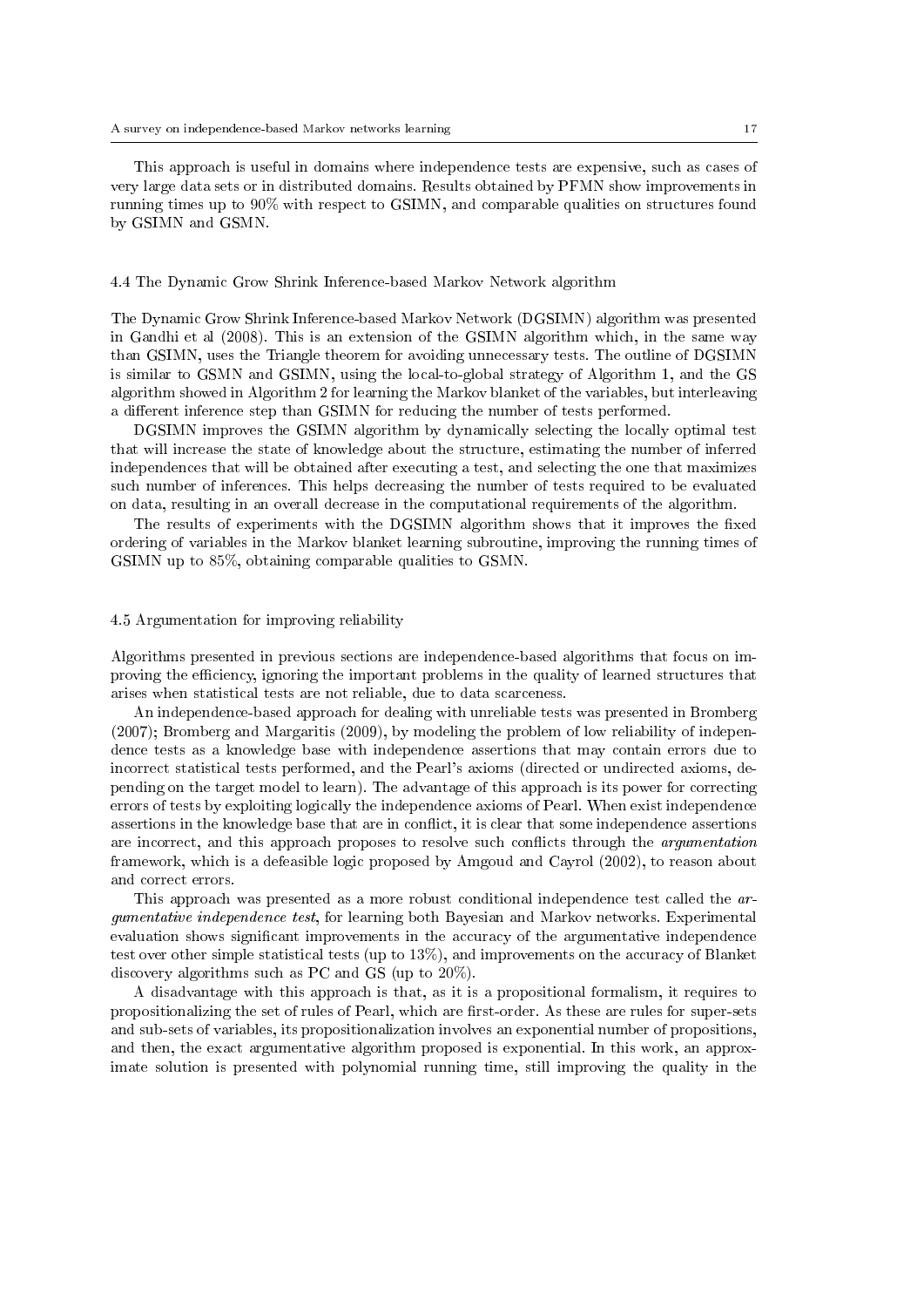This approach is useful in domains where independence tests are expensive, such as cases of very large data sets or in distributed domains. Results obtained by PFMN show improvements in running times up to 90% with respect to GSIMN, and comparable qualities on structures found by GSIMN and GSMN.

### 4.4 The Dynamic Grow Shrink Inference-based Markov Network algorithm

The Dynamic Grow Shrink Inference-based Markov Network (DGSIMN) algorithm was presented in Gandhi et al (2008). This is an extension of the GSIMN algorithm which, in the same way than GSIMN, uses the Triangle theorem for avoiding unnecessary tests. The outline of DGSIMN is similar to GSMN and GSIMN, using the local-to-global strategy of Algorithm 1, and the GS algorithm showed in Algorithm 2 for learning the Markov blanket of the variables, but interleaving a different inference step than GSIMN for reducing the number of tests performed.

DGSIMN improves the GSIMN algorithm by dynamically selecting the locally optimal test that will increase the state of knowledge about the structure, estimating the number of inferred independences that will be obtained after executing a test, and selecting the one that maximizes such number of inferences. This helps decreasing the number of tests required to be evaluated on data, resulting in an overall decrease in the computational requirements of the algorithm.

The results of experiments with the DGSIMN algorithm shows that it improves the fixed ordering of variables in the Markov blanket learning subroutine, improving the running times of GSIMN up to 85%, obtaining comparable qualities to GSMN.

### 4.5 Argumentation for improving reliability

Algorithms presented in previous sections are independence-based algorithms that focus on improving the efficiency, ignoring the important problems in the quality of learned structures that arises when statistical tests are not reliable, due to data scarceness.

An independence-based approach for dealing with unreliable tests was presented in Bromberg (2007); Bromberg and Margaritis (2009), by modeling the problem of low reliability of independence tests as a knowledge base with independence assertions that may contain errors due to incorrect statistical tests performed, and the Pearl's axioms (directed or undirected axioms, depending on the target model to learn). The advantage of this approach is its power for correcting errors of tests by exploiting logically the independence axioms of Pearl. When exist independence assertions in the knowledge base that are in conflict, it is clear that some independence assertions are incorrect, and this approach proposes to resolve such conflicts through the *argumentation* framework, which is a defeasible logic proposed by Amgoud and Cayrol (2002), to reason about and correct errors.

This approach was presented as a more robust conditional independence test called the *argumentative independence test*, for learning both Bayesian and Markov networks. Experimental evaluation shows significant improvements in the accuracy of the argumentative independence test over other simple statistical tests (up to 13%), and improvements on the accuracy of Blanket discovery algorithms such as PC and GS (up to 20%).

A disadvantage with this approach is that, as it is a propositional formalism, it requires to propositionalizing the set of rules of Pearl, which are first-order. As these are rules for super-sets and sub-sets of variables, its propositionalization involves an exponential number of propositions, and then, the exact argumentative algorithm proposed is exponential. In this work, an approximate solution is presented with polynomial running time, still improving the quality in the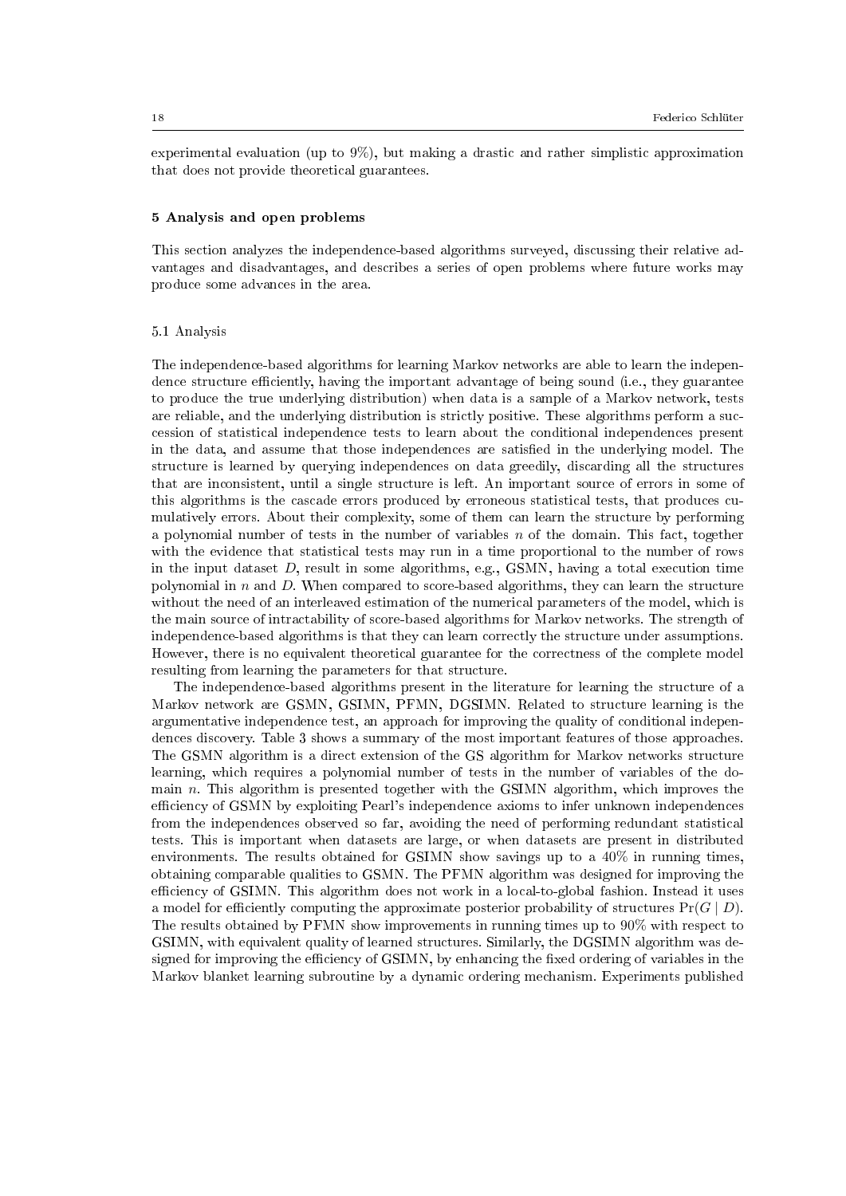experimental evaluation (up to 9%), but making a drastic and rather simplistic approximation that does not provide theoretical guarantees.

## 5 Analysis and open problems

This section analyzes the independence-based algorithms surveyed, discussing their relative advantages and disadvantages, and describes a series of open problems where future works may produce some advances in the area.

### 5.1 Analysis

The independence-based algorithms for learning Markov networks are able to learn the independence structure efficiently, having the important advantage of being sound (i.e., they guarantee to produce the true underlying distribution) when data is a sample of a Markov network, tests are reliable, and the underlying distribution is strictly positive. These algorithms perform a succession of statistical independence tests to learn about the conditional independences present in the data, and assume that those independences are satisfied in the underlying model. The structure is learned by querying independences on data greedily, discarding all the structures that are inconsistent, until a single structure is left. An important source of errors in some of this algorithms is the cascade errors produced by erroneous statistical tests, that produces cumulatively errors. About their complexity, some of them can learn the structure by performing a polynomial number of tests in the number of variables $n$ of the domain. This fact, together with the evidence that statistical tests may run in a time proportional to the number of rows in the input dataset $D$, result in some algorithms, e.g., GSMN, having a total execution time polynomial in $n$ and $D$. When compared to score-based algorithms, they can learn the structure without the need of an interleaved estimation of the numerical parameters of the model, which is the main source of intractability of score-based algorithms for Markov networks. The strength of independence-based algorithms is that they can learn correctly the structure under assumptions. However, there is no equivalent theoretical guarantee for the correctness of the complete model resulting from learning the parameters for that structure.

The independence-based algorithms present in the literature for learning the structure of a Markov network are GSMN, GSIMN, PFMN, DGSIMN. Related to structure learning is the argumentative independence test, an approach for improving the quality of conditional independences discovery. Table 3 shows a summary of the most important features of those approaches. The GSMN algorithm is a direct extension of the GS algorithm for Markov networks structure learning, which requires a polynomial number of tests in the number of variables of the domain $n$. This algorithm is presented together with the GSIMN algorithm, which improves the efficiency of GSMN by exploiting Pearl's independence axioms to infer unknown independences from the independences observed so far, avoiding the need of performing redundant statistical tests. This is important when datasets are large, or when datasets are present in distributed environments. The results obtained for GSIMN show savings up to a 40% in running times, obtaining comparable qualities to GSMN. The PFMN algorithm was designed for improving the efficiency of GSIMN. This algorithm does not work in a local-to-global fashion. Instead it uses a model for efficiently computing the approximate posterior probability of structures $\Pr(G \mid D)$. The results obtained by PFMN show improvements in running times up to 90% with respect to GSIMN, with equivalent quality of learned structures. Similarly, the DGSIMN algorithm was designed for improving the efficiency of GSIMN, by enhancing the fixed ordering of variables in the Markov blanket learning subroutine by a dynamic ordering mechanism. Experiments published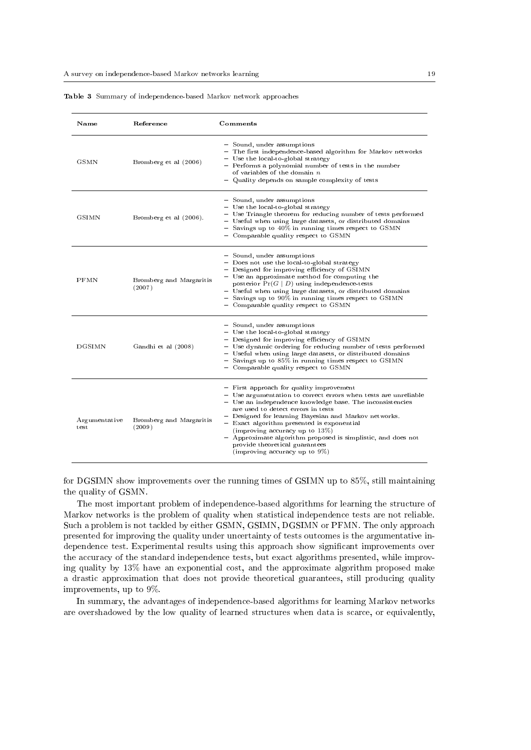**Table 3** Summary of independence-based Markov network approaches

| Name | Reference | Comments |
|---|---|---|
| GSMN | Bromberg et al (2006) | – Sound, under assumptions<br>– The first independence-based algorithm for Markov networks<br>– Use the local-to-global strategy<br>– Performs a polynomial number of tests in the number of variables of the domain $n$<br>– Quality depends on sample complexity of tests |
| GSIMN | Bromberg et al (2006). | – Sound, under assumptions<br>– Use the local-to-global strategy<br>– Use Triangle theorem for reducing number of tests performed<br>– Useful when using large datasets, or distributed domains<br>– Savings up to 40% in running times respect to GSMN<br>– Comparable quality respect to GSMN |
| PFMN | Bromberg and Margaritis (2007) | – Sound, under assumptions<br>– Does not use the local-to-global strategy<br>– Designed for improving efficiency of GSIMN<br>– Use an approximate method for computing the posterior $\Pr(G \mid D)$ using independence-tests<br>– Useful when using large datasets, or distributed domains<br>– Savings up to 90% in running times respect to GSIMN<br>– Comparable quality respect to GSMN |
| DGSIMN | Gandhi et al (2008) | – Sound, under assumptions<br>– Use the local-to-global strategy<br>– Designed for improving efficiency of GSIMN<br>– Use dynamic ordering for reducing number of tests performed<br>– Useful when using large datasets, or distributed domains<br>– Savings up to 85% in running times respect to GSIMN<br>– Comparable quality respect to GSMN |
| Argumentative test | Bromberg and Margaritis (2009) | – First approach for quality improvement<br>– Use argumentation to correct errors when tests are unreliable<br>– Use an independence knowledge base. The inconsistencies are used to detect errors in tests<br>– Designed for learning Bayesian and Markov networks.<br>– Exact algorithm presented is exponential (improving accuracy up to 13%)<br>– Approximate algorithm proposed is simplistic, and does not provide theoretical guarantees (improving accuracy up to 9%) |

for DGSIMN show improvements over the running times of GSIMN up to 85%, still maintaining the quality of GSMN.

The most important problem of independence-based algorithms for learning the structure of Markov networks is the problem of quality when statistical independence tests are not reliable. Such a problem is not tackled by either GSMN, GSIMN, DGSIMN or PFMN. The only approach presented for improving the quality under uncertainty of tests outcomes is the argumentative independence test. Experimental results using this approach show significant improvements over the accuracy of the standard independence tests, but exact algorithms presented, while improving quality by 13% have an exponential cost, and the approximate algorithm proposed make a drastic approximation that does not provide theoretical guarantees, still producing quality improvements, up to 9%.

In summary, the advantages of independence-based algorithms for learning Markov networks are overshadowed by the low quality of learned structures when data is scarce, or equivalently,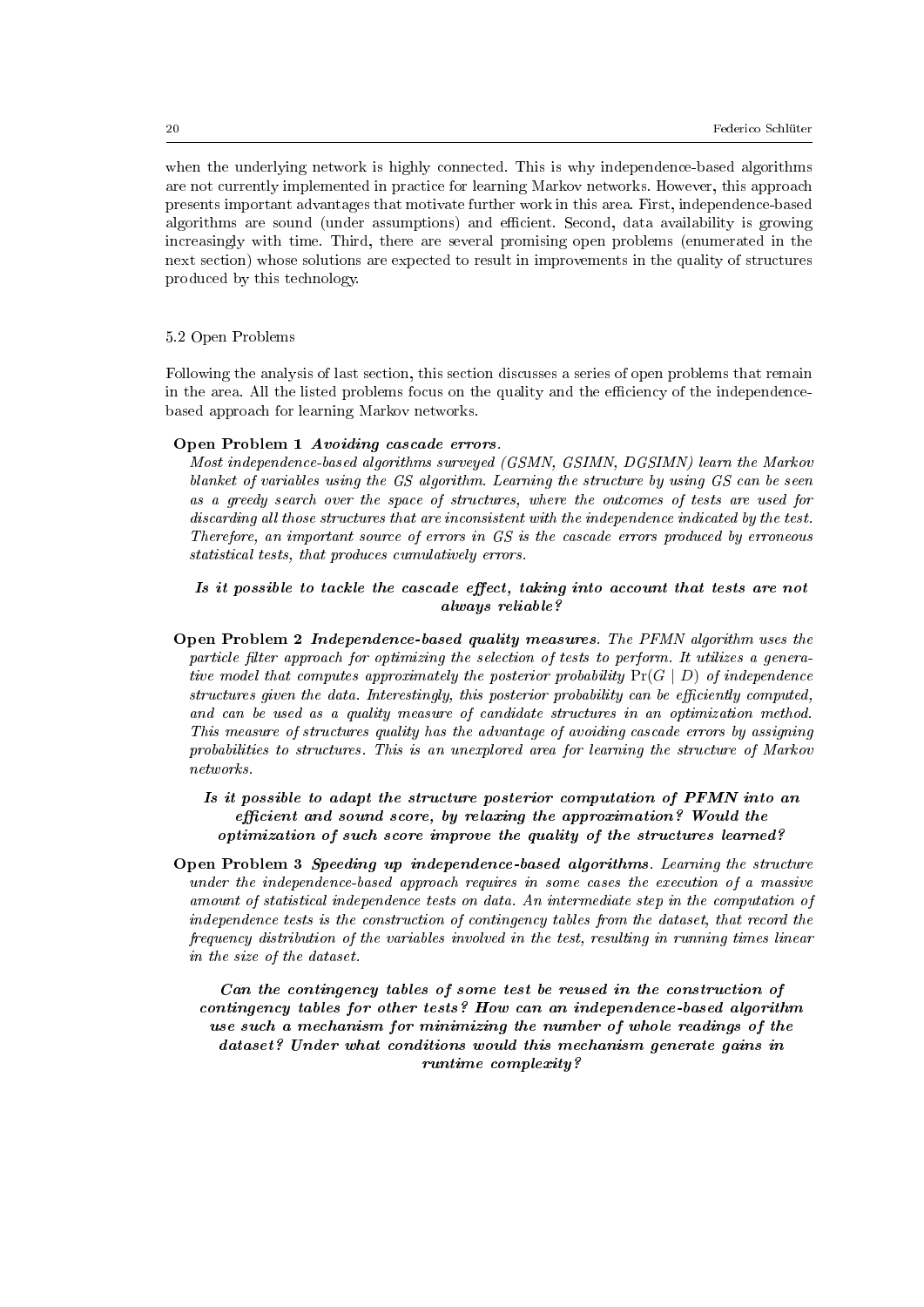when the underlying network is highly connected. This is why independence-based algorithms are not currently implemented in practice for learning Markov networks. However, this approach presents important advantages that motivate further work in this area. First, independence-based algorithms are sound (under assumptions) and efficient. Second, data availability is growing increasingly with time. Third, there are several promising open problems (enumerated in the next section) whose solutions are expected to result in improvements in the quality of structures produced by this technology.

### 5.2 Open Problems

Following the analysis of last section, this section discusses a series of open problems that remain in the area. All the listed problems focus on the quality and the efficiency of the independence-based approach for learning Markov networks.

**Open Problem 1** ***Avoiding cascade errors.***
*Most independence-based algorithms surveyed (GSMN, GSIMN, DGSIMN) learn the Markov blanket of variables using the GS algorithm. Learning the structure by using GS can be seen as a greedy search over the space of structures, where the outcomes of tests are used for discarding all those structures that are inconsistent with the independence indicated by the test. Therefore, an important source of errors in GS is the cascade errors produced by erroneous statistical tests, that produces cumulatively errors.*

***Is it possible to tackle the cascade effect, taking into account that tests are not always reliable?***

**Open Problem 2** ***Independence-based quality measures.*** *The PFMN algorithm uses the particle filter approach for optimizing the selection of tests to perform. It utilizes a generative model that computes approximately the posterior probability $\Pr(G \mid D)$ of independence structures given the data. Interestingly, this posterior probability can be efficiently computed, and can be used as a quality measure of candidate structures in an optimization method. This measure of structures quality has the advantage of avoiding cascade errors by assigning probabilities to structures. This is an unexplored area for learning the structure of Markov networks.*

***Is it possible to adapt the structure posterior computation of PFMN into an efficient and sound score, by relaxing the approximation? Would the optimization of such score improve the quality of the structures learned?***

**Open Problem 3** ***Speeding up independence-based algorithms.*** *Learning the structure under the independence-based approach requires in some cases the execution of a massive amount of statistical independence tests on data. An intermediate step in the computation of independence tests is the construction of contingency tables from the dataset, that record the frequency distribution of the variables involved in the test, resulting in running times linear in the size of the dataset.*

***Can the contingency tables of some test be reused in the construction of contingency tables for other tests? How can an independence-based algorithm use such a mechanism for minimizing the number of whole readings of the dataset? Under what conditions would this mechanism generate gains in runtime complexity?***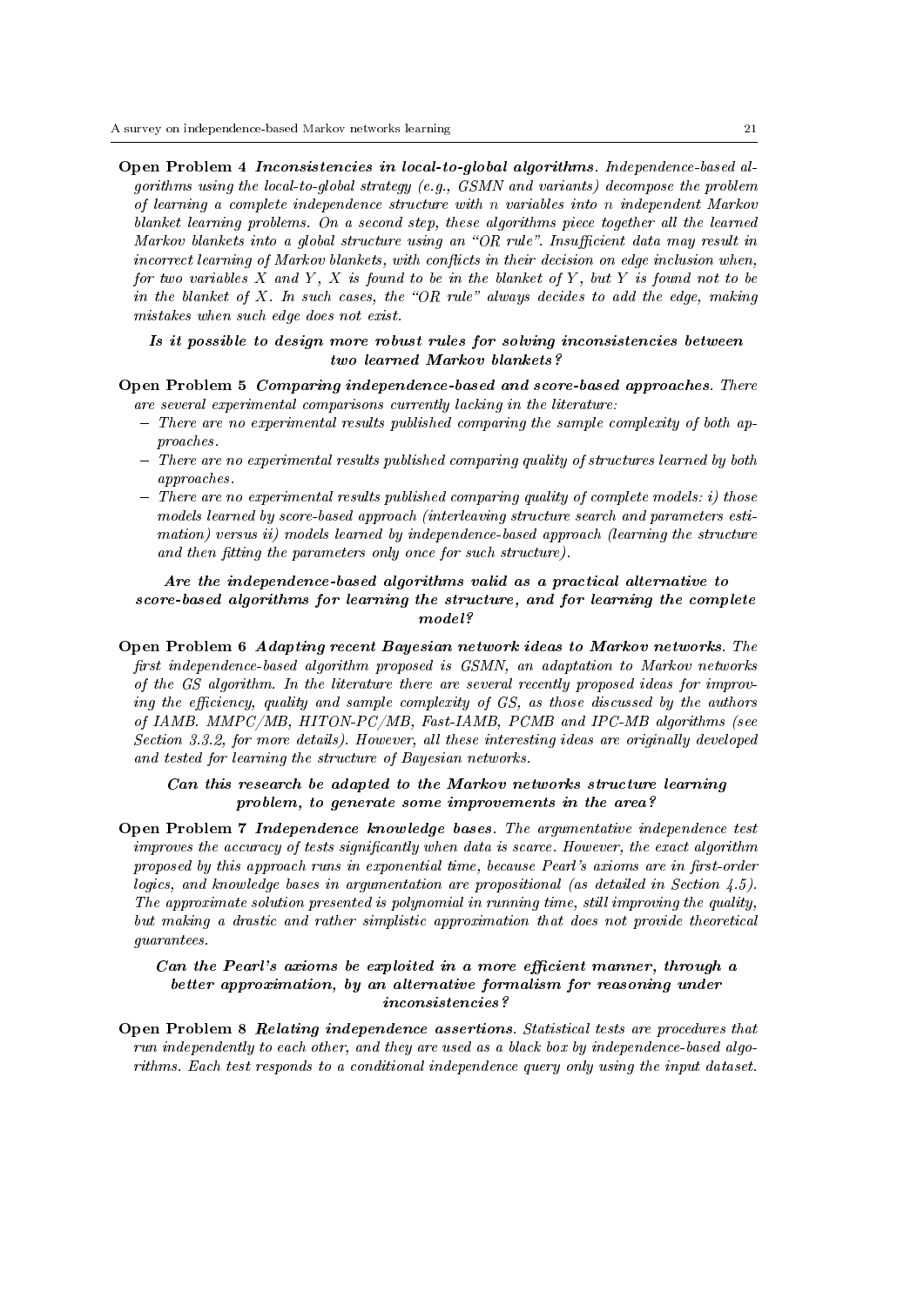**Open Problem 4** ***Inconsistencies in local-to-global algorithms***. *Independence-based algorithms using the local-to-global strategy (e.g., GSMN and variants) decompose the problem of learning a complete independence structure with $n$ variables into $n$ independent Markov blanket learning problems. On a second step, these algorithms piece together all the learned Markov blankets into a global structure using an "OR rule". Insufficient data may result in incorrect learning of Markov blankets, with conflicts in their decision on edge inclusion when, for two variables $X$ and $Y$, $X$ is found to be in the blanket of $Y$, but $Y$ is found not to be in the blanket of $X$. In such cases, the "OR rule" always decides to add the edge, making mistakes when such edge does not exist.*

***Is it possible to design more robust rules for solving inconsistencies between two learned Markov blankets?***

**Open Problem 5** ***Comparing independence-based and score-based approaches***. *There are several experimental comparisons currently lacking in the literature:*

- *There are no experimental results published comparing the sample complexity of both approaches.*
- *There are no experimental results published comparing quality of structures learned by both approaches.*
- *There are no experimental results published comparing quality of complete models: i) those models learned by score-based approach (interleaving structure search and parameters estimation) versus ii) models learned by independence-based approach (learning the structure and then fitting the parameters only once for such structure).*

***Are the independence-based algorithms valid as a practical alternative to score-based algorithms for learning the structure, and for learning the complete model?***

**Open Problem 6** ***Adapting recent Bayesian network ideas to Markov networks***. *The first independence-based algorithm proposed is GSMN, an adaptation to Markov networks of the GS algorithm. In the literature there are several recently proposed ideas for improving the efficiency, quality and sample complexity of GS, as those discussed by the authors of IAMB. MMPC/MB, HITON-PC/MB, Fast-IAMB, PCMB and IPC-MB algorithms (see Section 3.3.2, for more details). However, all these interesting ideas are originally developed and tested for learning the structure of Bayesian networks.*

***Can this research be adapted to the Markov networks structure learning problem, to generate some improvements in the area?***

**Open Problem 7** ***Independence knowledge bases***. *The argumentative independence test improves the accuracy of tests significantly when data is scarce. However, the exact algorithm proposed by this approach runs in exponential time, because Pearl's axioms are in first-order logics, and knowledge bases in argumentation are propositional (as detailed in Section 4.5). The approximate solution presented is polynomial in running time, still improving the quality, but making a drastic and rather simplistic approximation that does not provide theoretical guarantees.*

***Can the Pearl's axioms be exploited in a more efficient manner, through a better approximation, by an alternative formalism for reasoning under inconsistencies?***

**Open Problem 8** ***Relating independence assertions***. *Statistical tests are procedures that run independently to each other, and they are used as a black box by independence-based algorithms. Each test responds to a conditional independence query only using the input dataset.*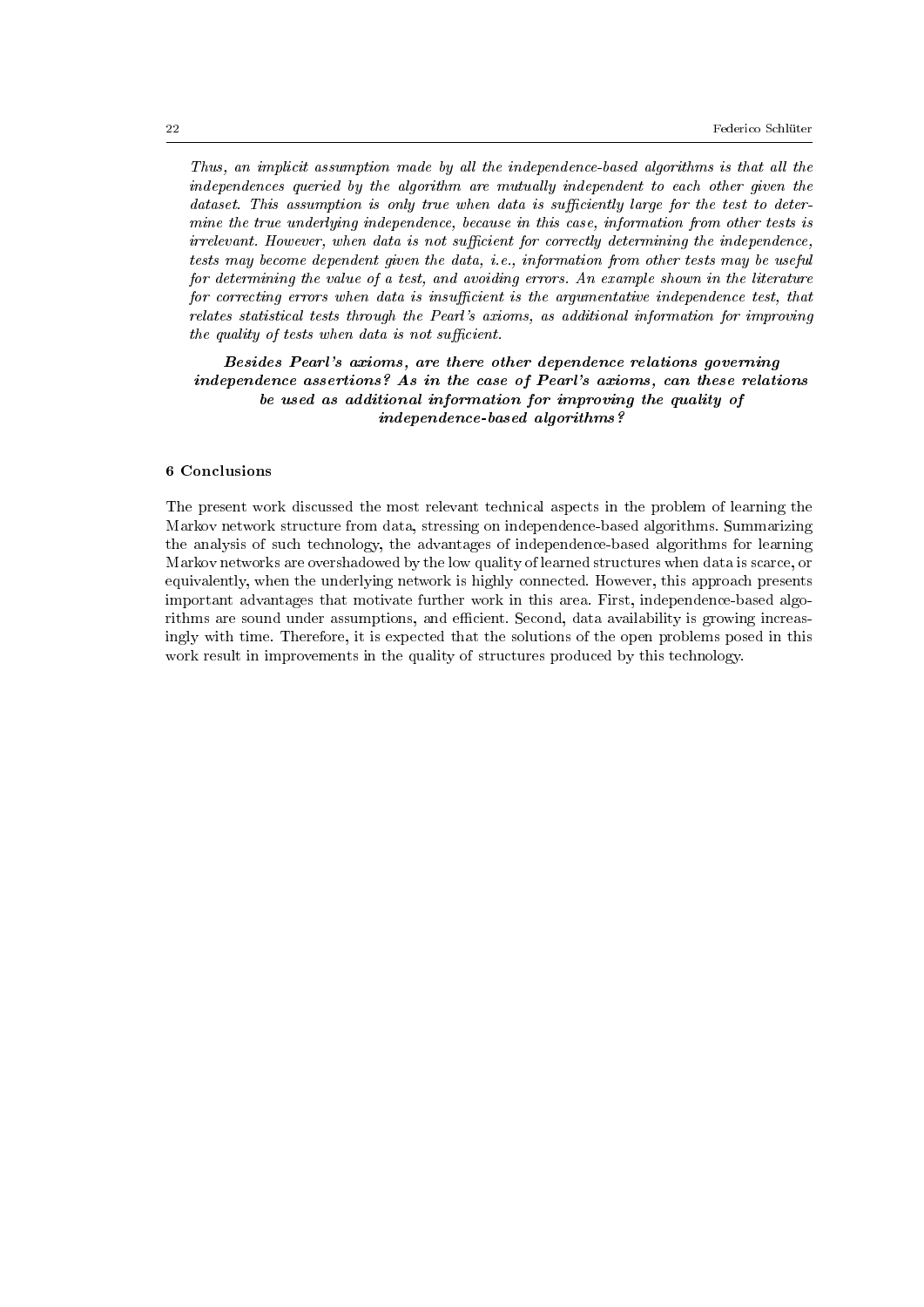*Thus, an implicit assumption made by all the independence-based algorithms is that all the independences queried by the algorithm are mutually independent to each other given the dataset. This assumption is only true when data is sufficiently large for the test to determine the true underlying independence, because in this case, information from other tests is irrelevant. However, when data is not sufficient for correctly determining the independence, tests may become dependent given the data, i.e., information from other tests may be useful for determining the value of a test, and avoiding errors. An example shown in the literature for correcting errors when data is insufficient is the argumentative independence test, that relates statistical tests through the Pearl's axioms, as additional information for improving the quality of tests when data is not sufficient.*

***Besides Pearl's axioms, are there other dependence relations governing independence assertions? As in the case of Pearl's axioms, can these relations be used as additional information for improving the quality of independence-based algorithms?***

## 6 Conclusions

The present work discussed the most relevant technical aspects in the problem of learning the Markov network structure from data, stressing on independence-based algorithms. Summarizing the analysis of such technology, the advantages of independence-based algorithms for learning Markov networks are overshadowed by the low quality of learned structures when data is scarce, or equivalently, when the underlying network is highly connected. However, this approach presents important advantages that motivate further work in this area. First, independence-based algorithms are sound under assumptions, and efficient. Second, data availability is growing increasingly with time. Therefore, it is expected that the solutions of the open problems posed in this work result in improvements in the quality of structures produced by this technology.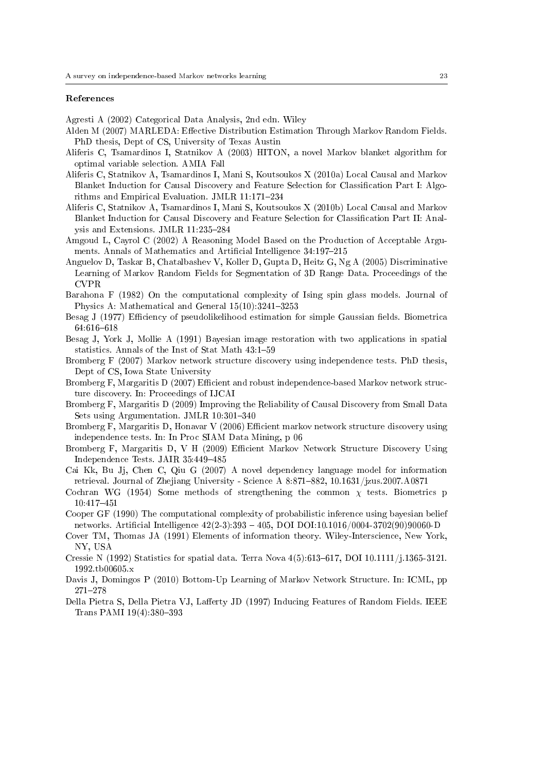### References

Agresti A (2002) Categorical Data Analysis, 2nd edn. Wiley

Alden M (2007) MARLEDA: Effective Distribution Estimation Through Markov Random Fields. PhD thesis, Dept of CS, University of Texas Austin

Aliferis C, Tsamardinos I, Statnikov A (2003) HITON, a novel Markov blanket algorithm for optimal variable selection. AMIA Fall

Aliferis C, Statnikov A, Tsamardinos I, Mani S, Koutsoukos X (2010a) Local Causal and Markov Blanket Induction for Causal Discovery and Feature Selection for Classification Part I: Algorithms and Empirical Evaluation. JMLR 11:171–234

Aliferis C, Statnikov A, Tsamardinos I, Mani S, Koutsoukos X (2010b) Local Causal and Markov Blanket Induction for Causal Discovery and Feature Selection for Classification Part II: Analysis and Extensions. JMLR 11:235–284

Amgoud L, Cayrol C (2002) A Reasoning Model Based on the Production of Acceptable Arguments. Annals of Mathematics and Artificial Intelligence 34:197–215

Anguelov D, Taskar B, Chatalbashev V, Koller D, Gupta D, Heitz G, Ng A (2005) Discriminative Learning of Markov Random Fields for Segmentation of 3D Range Data. Proceedings of the CVPR

Barahona F (1982) On the computational complexity of Ising spin glass models. Journal of Physics A: Mathematical and General 15(10):3241–3253

Besag J (1977) Efficiency of pseudolikelihood estimation for simple Gaussian fields. Biometrica 64:616–618

Besag J, York J, Mollie A (1991) Bayesian image restoration with two applications in spatial statistics. Annals of the Inst of Stat Math 43:1–59

Bromberg F (2007) Markov network structure discovery using independence tests. PhD thesis, Dept of CS, Iowa State University

Bromberg F, Margaritis D (2007) Efficient and robust independence-based Markov network structure discovery. In: Proceedings of IJCAI

Bromberg F, Margaritis D (2009) Improving the Reliability of Causal Discovery from Small Data Sets using Argumentation. JMLR 10:301–340

Bromberg F, Margaritis D, Honavar V (2006) Efficient markov network structure discovery using independence tests. In: In Proc SIAM Data Mining, p 06

Bromberg F, Margaritis D, V H (2009) Efficient Markov Network Structure Discovery Using Independence Tests. JAIR 35:449–485

Cai Kk, Bu Jj, Chen C, Qiu G (2007) A novel dependency language model for information retrieval. Journal of Zhejiang University - Science A 8:871–882, 10.1631/jzus.2007.A0871

Cochran WG (1954) Some methods of strengthening the common $\chi$ tests. Biometrics p 10:417–451

Cooper GF (1990) The computational complexity of probabilistic inference using bayesian belief networks. Artificial Intelligence 42(2-3):393 – 405, DOI DOI:10.1016/0004-3702(90)90060-D

Cover TM, Thomas JA (1991) Elements of information theory. Wiley-Interscience, New York, NY, USA

Cressie N (1992) Statistics for spatial data. Terra Nova 4(5):613–617, DOI 10.1111/j.1365-3121.1992.tb00605.x

Davis J, Domingos P (2010) Bottom-Up Learning of Markov Network Structure. In: ICML, pp 271–278

Della Pietra S, Della Pietra VJ, Lafferty JD (1997) Inducing Features of Random Fields. IEEE Trans PAMI 19(4):380–393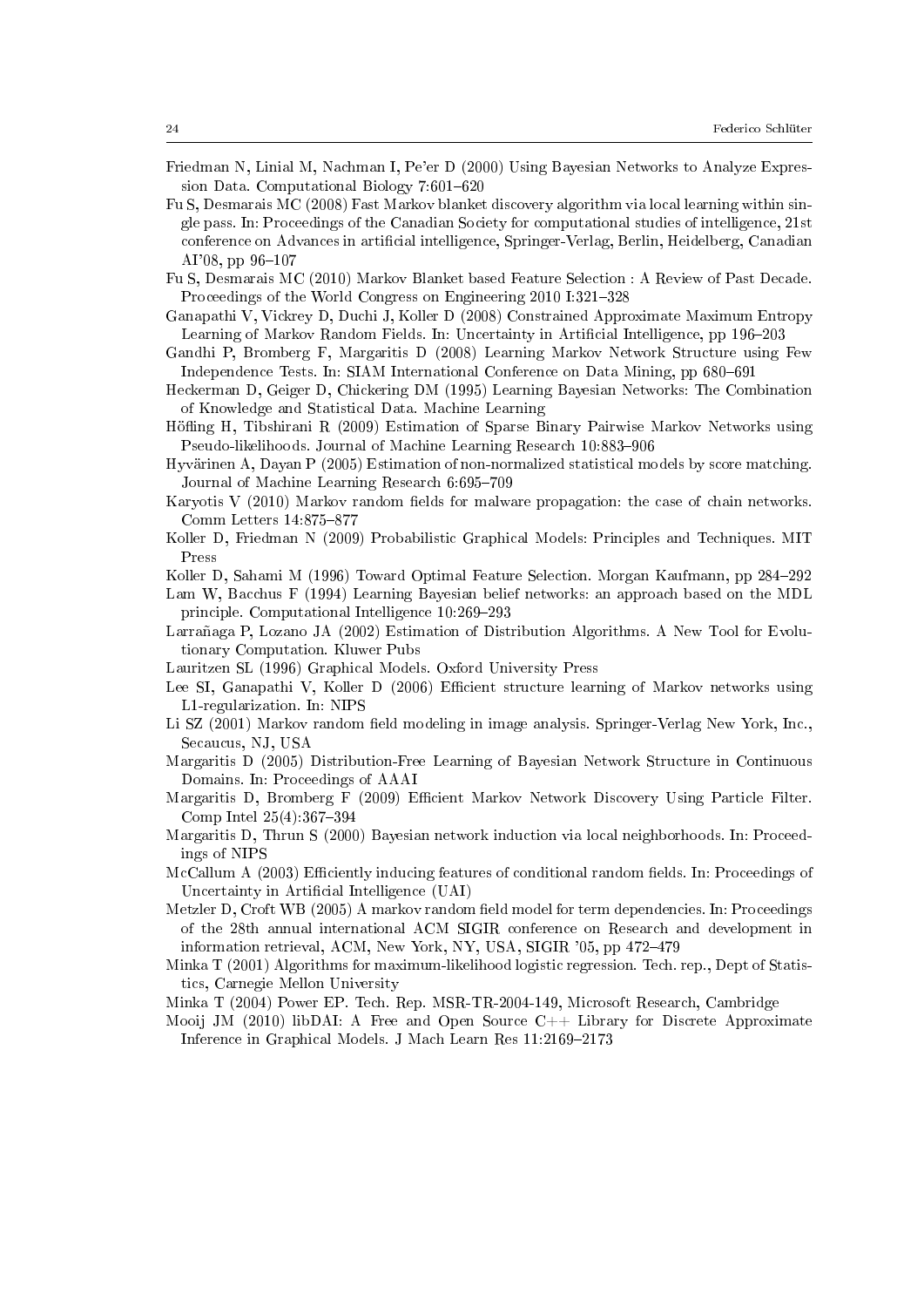Friedman N, Linial M, Nachman I, Pe'er D (2000) Using Bayesian Networks to Analyze Expression Data. Computational Biology 7:601–620

Fu S, Desmarais MC (2008) Fast Markov blanket discovery algorithm via local learning within single pass. In: Proceedings of the Canadian Society for computational studies of intelligence, 21st conference on Advances in artificial intelligence, Springer-Verlag, Berlin, Heidelberg, Canadian AI'08, pp 96–107

Fu S, Desmarais MC (2010) Markov Blanket based Feature Selection : A Review of Past Decade. Proceedings of the World Congress on Engineering 2010 I:321–328

Ganapathi V, Vickrey D, Duchi J, Koller D (2008) Constrained Approximate Maximum Entropy Learning of Markov Random Fields. In: Uncertainty in Artificial Intelligence, pp 196–203

Gandhi P, Bromberg F, Margaritis D (2008) Learning Markov Network Structure using Few Independence Tests. In: SIAM International Conference on Data Mining, pp 680–691

Heckerman D, Geiger D, Chickering DM (1995) Learning Bayesian Networks: The Combination of Knowledge and Statistical Data. Machine Learning

Höfling H, Tibshirani R (2009) Estimation of Sparse Binary Pairwise Markov Networks using Pseudo-likelihoods. Journal of Machine Learning Research 10:883–906

Hyvärinen A, Dayan P (2005) Estimation of non-normalized statistical models by score matching. Journal of Machine Learning Research 6:695–709

Karyotis V (2010) Markov random fields for malware propagation: the case of chain networks. Comm Letters 14:875–877

Koller D, Friedman N (2009) Probabilistic Graphical Models: Principles and Techniques. MIT Press

Koller D, Sahami M (1996) Toward Optimal Feature Selection. Morgan Kaufmann, pp 284–292

Lam W, Bacchus F (1994) Learning Bayesian belief networks: an approach based on the MDL principle. Computational Intelligence 10:269–293

Larrañaga P, Lozano JA (2002) Estimation of Distribution Algorithms. A New Tool for Evolutionary Computation. Kluwer Pubs

Lauritzen SL (1996) Graphical Models. Oxford University Press

Lee SI, Ganapathi V, Koller D (2006) Efficient structure learning of Markov networks using L1-regularization. In: NIPS

Li SZ (2001) Markov random field modeling in image analysis. Springer-Verlag New York, Inc., Secaucus, NJ, USA

Margaritis D (2005) Distribution-Free Learning of Bayesian Network Structure in Continuous Domains. In: Proceedings of AAAI

Margaritis D, Bromberg F (2009) Efficient Markov Network Discovery Using Particle Filter. Comp Intel 25(4):367–394

Margaritis D, Thrun S (2000) Bayesian network induction via local neighborhoods. In: Proceedings of NIPS

McCallum A (2003) Efficiently inducing features of conditional random fields. In: Proceedings of Uncertainty in Artificial Intelligence (UAI)

Metzler D, Croft WB (2005) A markov random field model for term dependencies. In: Proceedings of the 28th annual international ACM SIGIR conference on Research and development in information retrieval, ACM, New York, NY, USA, SIGIR '05, pp 472–479

Minka T (2001) Algorithms for maximum-likelihood logistic regression. Tech. rep., Dept of Statistics, Carnegie Mellon University

Minka T (2004) Power EP. Tech. Rep. MSR-TR-2004-149, Microsoft Research, Cambridge

Mooij JM (2010) libDAI: A Free and Open Source C++ Library for Discrete Approximate Inference in Graphical Models. J Mach Learn Res 11:2169–2173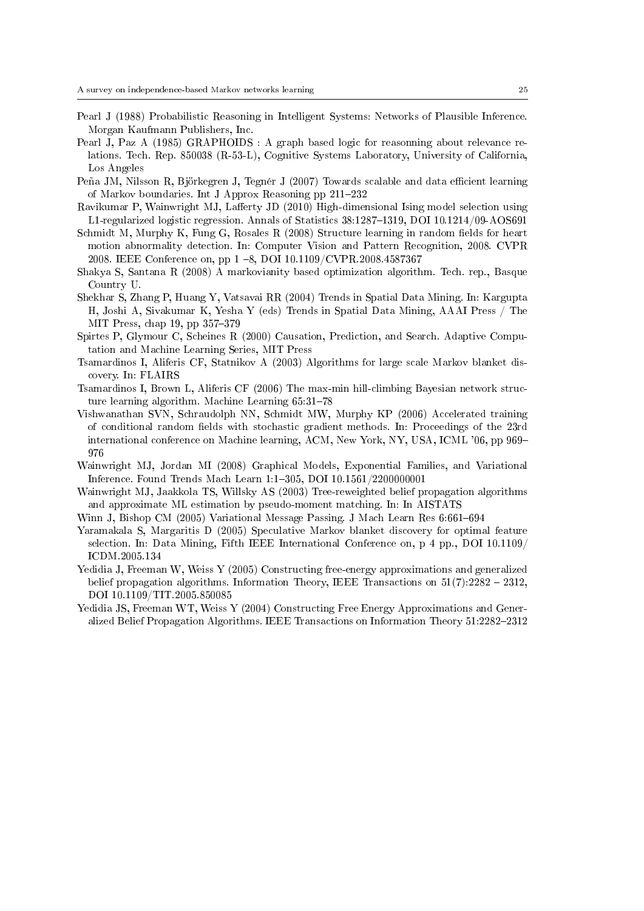Pearl J (1988) Probabilistic Reasoning in Intelligent Systems: Networks of Plausible Inference. Morgan Kaufmann Publishers, Inc.

Pearl J, Paz A (1985) GRAPHOIDS : A graph based logic for reasonning about relevance relations. Tech. Rep. 850038 (R-53-L), Cognitive Systems Laboratory, University of California, Los Angeles

Peña JM, Nilsson R, Björkegren J, Tegnér J (2007) Towards scalable and data efficient learning of Markov boundaries. Int J Approx Reasoning pp 211–232

Ravikumar P, Wainwright MJ, Lafferty JD (2010) High-dimensional Ising model selection using L1-regularized logistic regression. Annals of Statistics 38:1287–1319, DOI 10.1214/09-AOS691

Schmidt M, Murphy K, Fung G, Rosales R (2008) Structure learning in random fields for heart motion abnormality detection. In: Computer Vision and Pattern Recognition, 2008. CVPR 2008. IEEE Conference on, pp 1 –8, DOI 10.1109/CVPR.2008.4587367

Shakya S, Santana R (2008) A markovianity based optimization algorithm. Tech. rep., Basque Country U.

Shekhar S, Zhang P, Huang Y, Vatsavai RR (2004) Trends in Spatial Data Mining. In: Kargupta H, Joshi A, Sivakumar K, Yesha Y (eds) Trends in Spatial Data Mining, AAAI Press / The MIT Press, chap 19, pp 357–379

Spirtes P, Glymour C, Scheines R (2000) Causation, Prediction, and Search. Adaptive Computation and Machine Learning Series, MIT Press

Tsamardinos I, Aliferis CF, Statnikov A (2003) Algorithms for large scale Markov blanket discovery. In: FLAIRS

Tsamardinos I, Brown L, Aliferis CF (2006) The max-min hill-climbing Bayesian network structure learning algorithm. Machine Learning 65:31–78

Vishwanathan SVN, Schraudolph NN, Schmidt MW, Murphy KP (2006) Accelerated training of conditional random fields with stochastic gradient methods. In: Proceedings of the 23rd international conference on Machine learning, ACM, New York, NY, USA, ICML '06, pp 969–976

Wainwright MJ, Jordan MI (2008) Graphical Models, Exponential Families, and Variational Inference. Found Trends Mach Learn 1:1–305, DOI 10.1561/2200000001

Wainwright MJ, Jaakkola TS, Willsky AS (2003) Tree-reweighted belief propagation algorithms and approximate ML estimation by pseudo-moment matching. In: In AISTATS

Winn J, Bishop CM (2005) Variational Message Passing. J Mach Learn Res 6:661–694

Yaramakala S, Margaritis D (2005) Speculative Markov blanket discovery for optimal feature selection. In: Data Mining, Fifth IEEE International Conference on, p 4 pp., DOI 10.1109/ICDM.2005.134

Yedidia J, Freeman W, Weiss Y (2005) Constructing free-energy approximations and generalized belief propagation algorithms. Information Theory, IEEE Transactions on 51(7):2282 – 2312, DOI 10.1109/TIT.2005.850085

Yedidia JS, Freeman WT, Weiss Y (2004) Constructing Free Energy Approximations and Generalized Belief Propagation Algorithms. IEEE Transactions on Information Theory 51:2282–2312